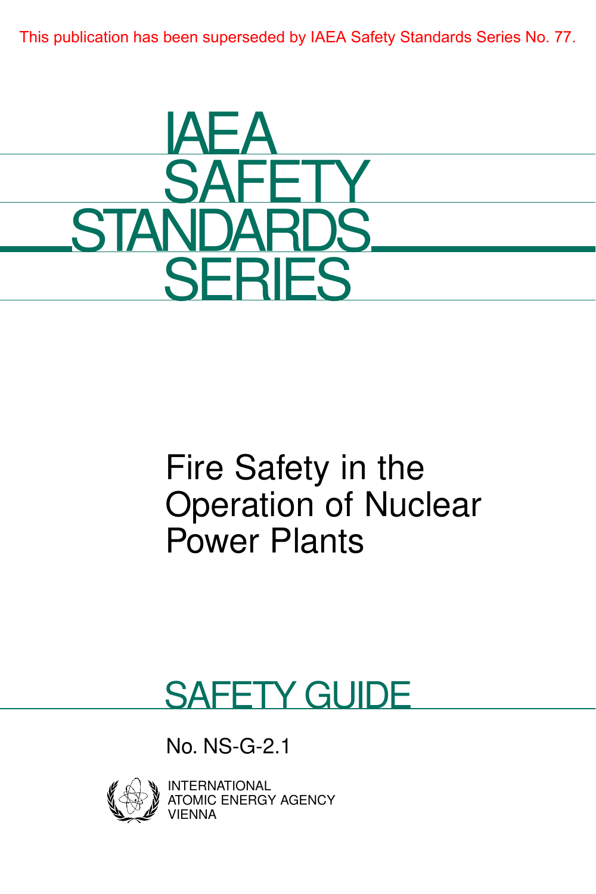This publication has been superseded by IAEA Safety Standards Series No. 77.

# IAEA SAFETY STANDARDS SERIES

# Fire Safety in the Operation of Nuclear Power Plants

## SAFETY GUIDE

No. NS-G-2.1

INTERNATIONAL
ATOMIC ENERGY AGENCY
VIENNA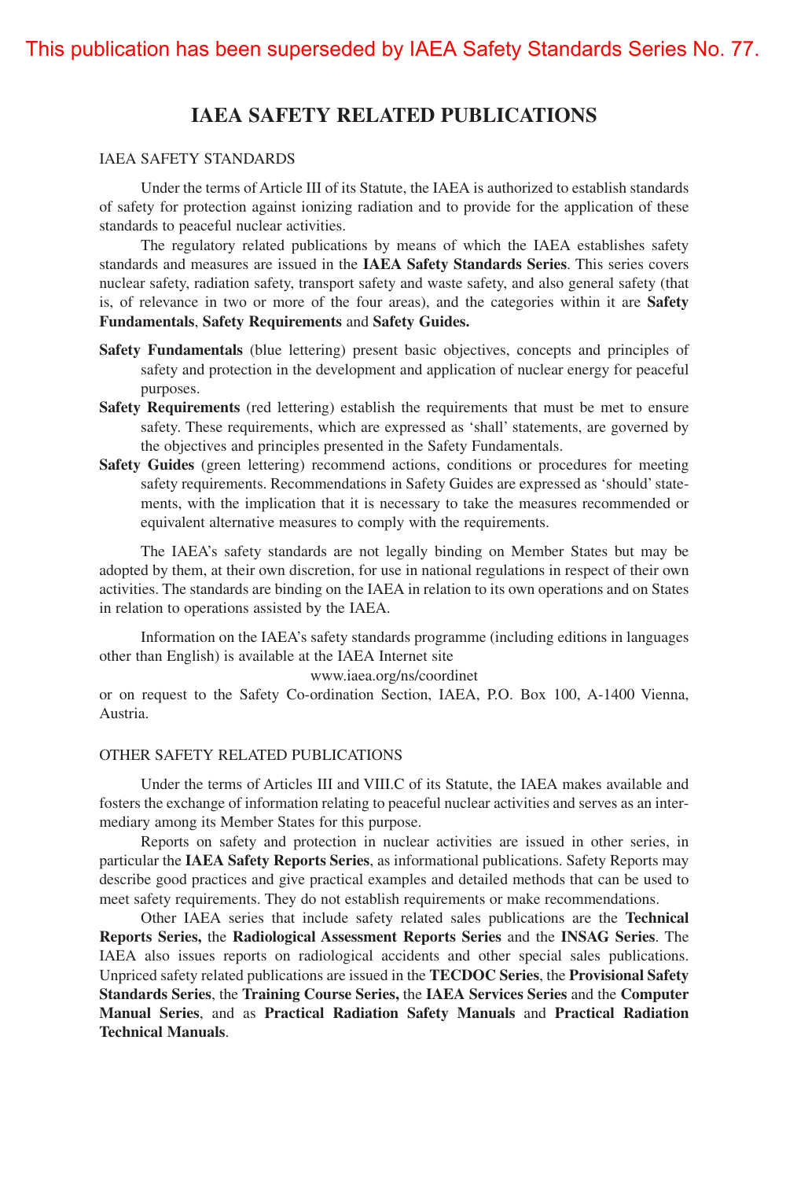This publication has been superseded by IAEA Safety Standards Series No. 77.

# IAEA SAFETY RELATED PUBLICATIONS

## IAEA SAFETY STANDARDS

Under the terms of Article III of its Statute, the IAEA is authorized to establish standards of safety for protection against ionizing radiation and to provide for the application of these standards to peaceful nuclear activities.

The regulatory related publications by means of which the IAEA establishes safety standards and measures are issued in the **IAEA Safety Standards Series**. This series covers nuclear safety, radiation safety, transport safety and waste safety, and also general safety (that is, of relevance in two or more of the four areas), and the categories within it are **Safety Fundamentals**, **Safety Requirements** and **Safety Guides.**

**Safety Fundamentals** (blue lettering) present basic objectives, concepts and principles of safety and protection in the development and application of nuclear energy for peaceful purposes.

**Safety Requirements** (red lettering) establish the requirements that must be met to ensure safety. These requirements, which are expressed as 'shall' statements, are governed by the objectives and principles presented in the Safety Fundamentals.

**Safety Guides** (green lettering) recommend actions, conditions or procedures for meeting safety requirements. Recommendations in Safety Guides are expressed as 'should' statements, with the implication that it is necessary to take the measures recommended or equivalent alternative measures to comply with the requirements.

The IAEA's safety standards are not legally binding on Member States but may be adopted by them, at their own discretion, for use in national regulations in respect of their own activities. The standards are binding on the IAEA in relation to its own operations and on States in relation to operations assisted by the IAEA.

Information on the IAEA's safety standards programme (including editions in languages other than English) is available at the IAEA Internet site

www.iaea.org/ns/coordinet

or on request to the Safety Co-ordination Section, IAEA, P.O. Box 100, A-1400 Vienna, Austria.

## OTHER SAFETY RELATED PUBLICATIONS

Under the terms of Articles III and VIII.C of its Statute, the IAEA makes available and fosters the exchange of information relating to peaceful nuclear activities and serves as an intermediary among its Member States for this purpose.

Reports on safety and protection in nuclear activities are issued in other series, in particular the **IAEA Safety Reports Series**, as informational publications. Safety Reports may describe good practices and give practical examples and detailed methods that can be used to meet safety requirements. They do not establish requirements or make recommendations.

Other IAEA series that include safety related sales publications are the **Technical Reports Series,** the **Radiological Assessment Reports Series** and the **INSAG Series**. The IAEA also issues reports on radiological accidents and other special sales publications. Unpriced safety related publications are issued in the **TECDOC Series**, the **Provisional Safety Standards Series**, the **Training Course Series,** the **IAEA Services Series** and the **Computer Manual Series**, and as **Practical Radiation Safety Manuals** and **Practical Radiation Technical Manuals**.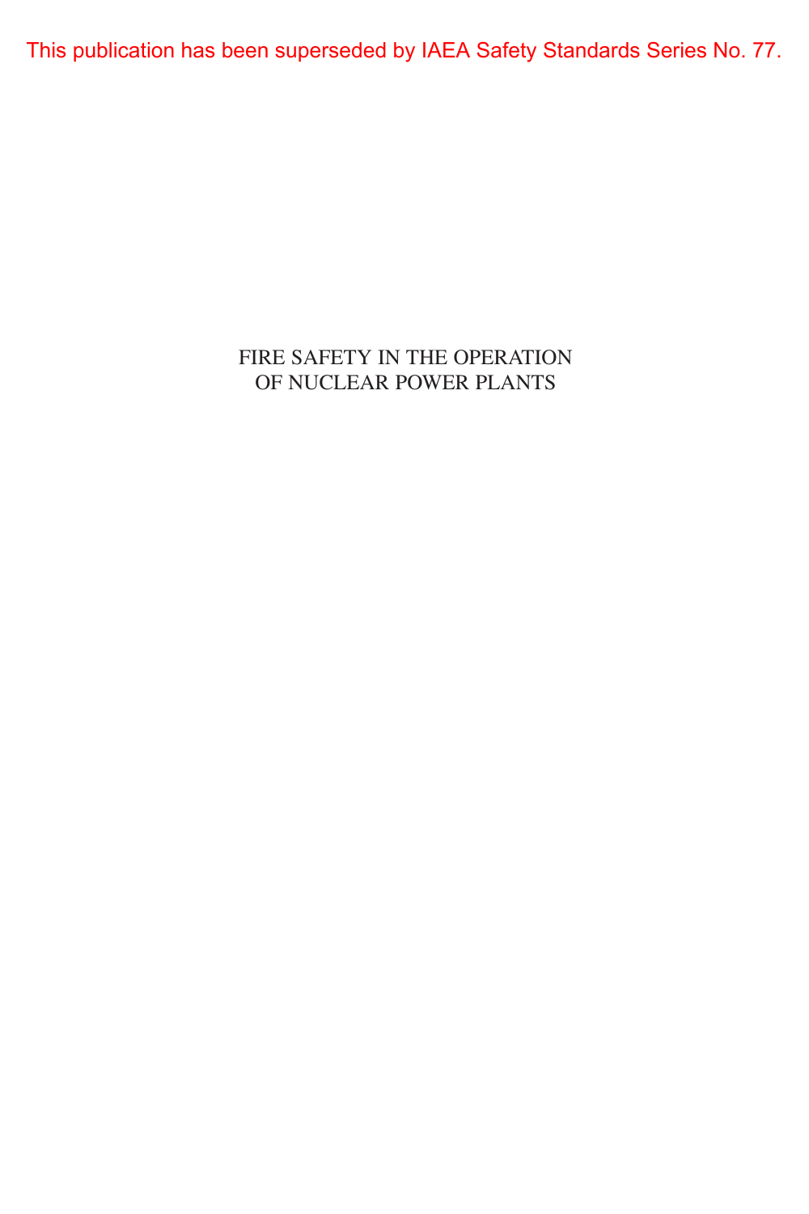This publication has been superseded by IAEA Safety Standards Series No. 77.

# FIRE SAFETY IN THE OPERATION OF NUCLEAR POWER PLANTS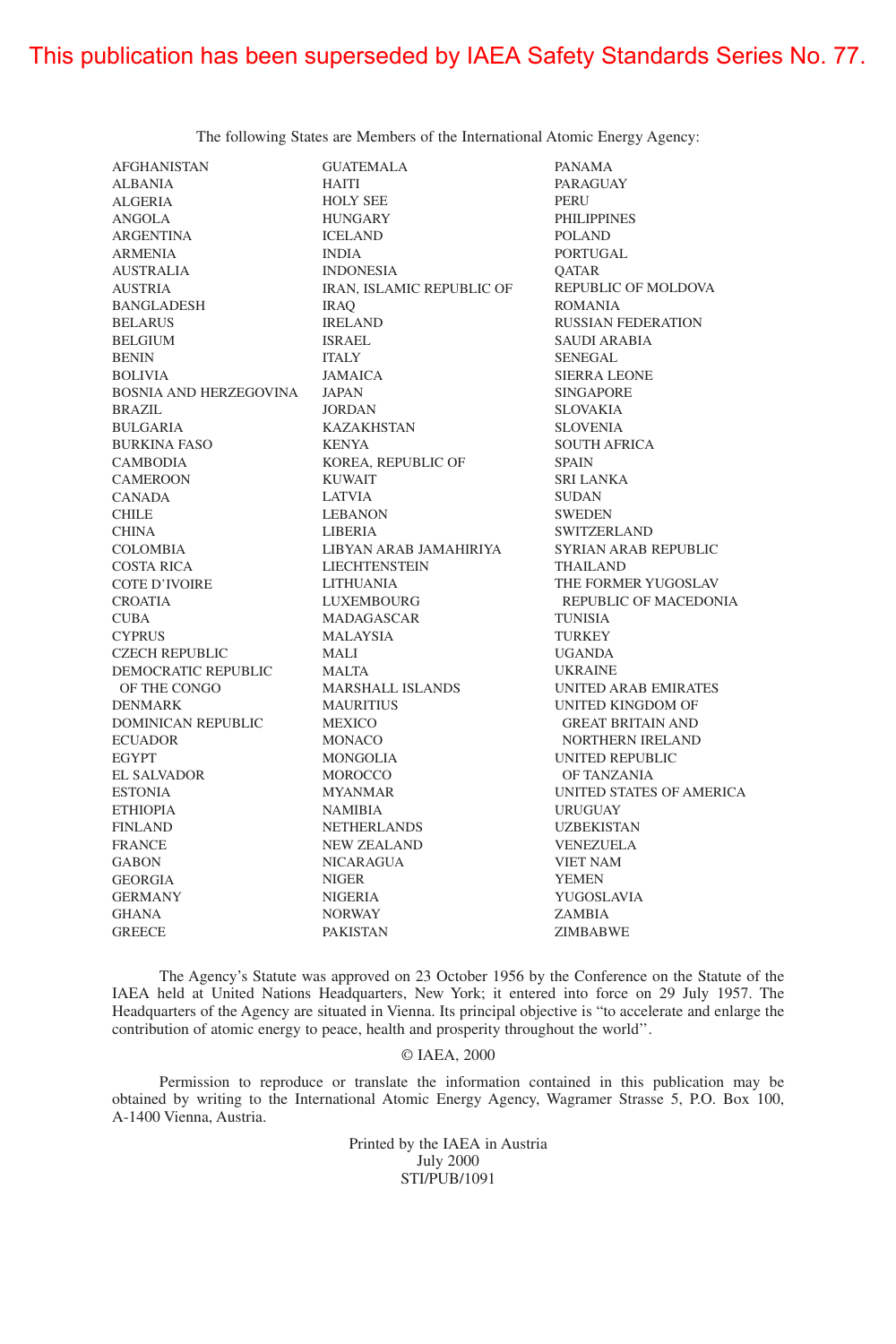This publication has been superseded by IAEA Safety Standards Series No. 77.

The following States are Members of the International Atomic Energy Agency:

AFGHANISTAN
ALBANIA
ALGERIA
ANGOLA
ARGENTINA
ARMENIA
AUSTRALIA
AUSTRIA
BANGLADESH
BELARUS
BELGIUM
BENIN
BOLIVIA
BOSNIA AND HERZEGOVINA
BRAZIL
BULGARIA
BURKINA FASO
CAMBODIA
CAMEROON
CANADA
CHILE
CHINA
COLOMBIA
COSTA RICA
COTE D'IVOIRE
CROATIA
CUBA
CYPRUS
CZECH REPUBLIC
DEMOCRATIC REPUBLIC OF THE CONGO
DENMARK
DOMINICAN REPUBLIC
ECUADOR
EGYPT
EL SALVADOR
ESTONIA
ETHIOPIA
FINLAND
FRANCE
GABON
GEORGIA
GERMANY
GHANA
GREECE
GUATEMALA
HAITI
HOLY SEE
HUNGARY
ICELAND
INDIA
INDONESIA
IRAN, ISLAMIC REPUBLIC OF
IRAQ
IRELAND
ISRAEL
ITALY
JAMAICA
JAPAN
JORDAN
KAZAKHSTAN
KENYA
KOREA, REPUBLIC OF
KUWAIT
LATVIA
LEBANON
LIBERIA
LIBYAN ARAB JAMAHIRIYA
LIECHTENSTEIN
LITHUANIA
LUXEMBOURG
MADAGASCAR
MALAYSIA
MALI
MALTA
MARSHALL ISLANDS
MAURITIUS
MEXICO
MONACO
MONGOLIA
MOROCCO
MYANMAR
NAMIBIA
NETHERLANDS
NEW ZEALAND
NICARAGUA
NIGER
NIGERIA
NORWAY
PAKISTAN
PANAMA
PARAGUAY
PERU
PHILIPPINES
POLAND
PORTUGAL
QATAR
REPUBLIC OF MOLDOVA
ROMANIA
RUSSIAN FEDERATION
SAUDI ARABIA
SENEGAL
SIERRA LEONE
SINGAPORE
SLOVAKIA
SLOVENIA
SOUTH AFRICA
SPAIN
SRI LANKA
SUDAN
SWEDEN
SWITZERLAND
SYRIAN ARAB REPUBLIC
THAILAND
THE FORMER YUGOSLAV REPUBLIC OF MACEDONIA
TUNISIA
TURKEY
UGANDA
UKRAINE
UNITED ARAB EMIRATES
UNITED KINGDOM OF GREAT BRITAIN AND NORTHERN IRELAND
UNITED REPUBLIC OF TANZANIA
UNITED STATES OF AMERICA
URUGUAY
UZBEKISTAN
VENEZUELA
VIET NAM
YEMEN
YUGOSLAVIA
ZAMBIA
ZIMBABWE

The Agency's Statute was approved on 23 October 1956 by the Conference on the Statute of the IAEA held at United Nations Headquarters, New York; it entered into force on 29 July 1957. The Headquarters of the Agency are situated in Vienna. Its principal objective is "to accelerate and enlarge the contribution of atomic energy to peace, health and prosperity throughout the world".

© IAEA, 2000

Permission to reproduce or translate the information contained in this publication may be obtained by writing to the International Atomic Energy Agency, Wagramer Strasse 5, P.O. Box 100, A-1400 Vienna, Austria.

Printed by the IAEA in Austria
July 2000
STI/PUB/1091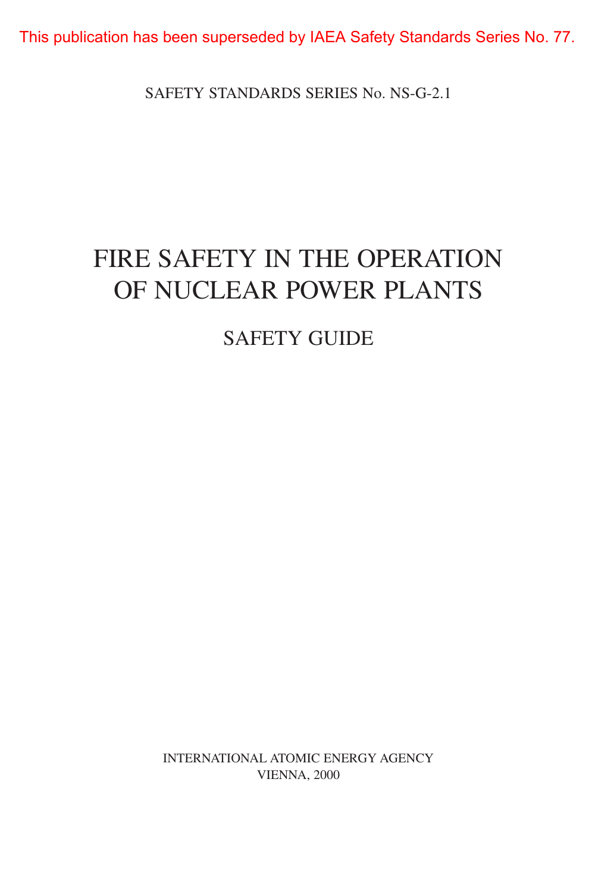This publication has been superseded by IAEA Safety Standards Series No. 77.

SAFETY STANDARDS SERIES No. NS-G-2.1

# FIRE SAFETY IN THE OPERATION OF NUCLEAR POWER PLANTS

## SAFETY GUIDE

INTERNATIONAL ATOMIC ENERGY AGENCY
VIENNA, 2000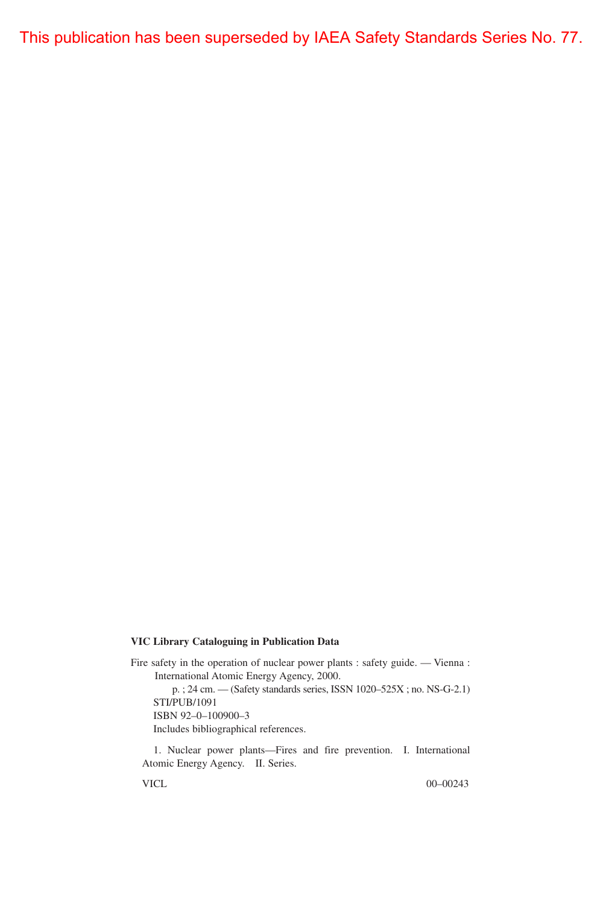This publication has been superseded by IAEA Safety Standards Series No. 77.

**VIC Library Cataloguing in Publication Data**

Fire safety in the operation of nuclear power plants : safety guide. — Vienna : International Atomic Energy Agency, 2000.

p. ; 24 cm. — (Safety standards series, ISSN 1020–525X ; no. NS-G-2.1)
STI/PUB/1091
ISBN 92–0–100900–3
Includes bibliographical references.

1. Nuclear power plants—Fires and fire prevention. I. International Atomic Energy Agency. II. Series.

VICL 00–00243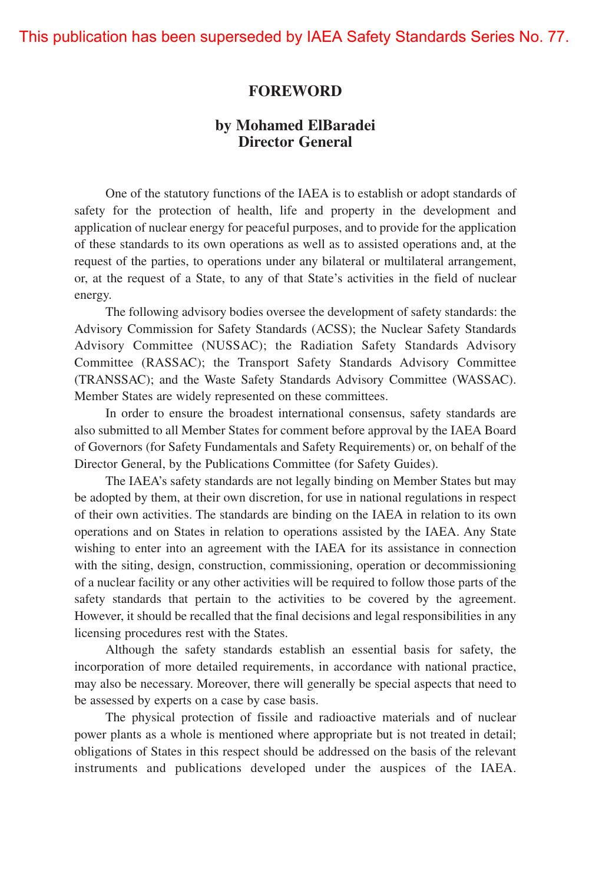This publication has been superseded by IAEA Safety Standards Series No. 77.

## FOREWORD

### by Mohamed ElBaradei
### Director General

One of the statutory functions of the IAEA is to establish or adopt standards of safety for the protection of health, life and property in the development and application of nuclear energy for peaceful purposes, and to provide for the application of these standards to its own operations as well as to assisted operations and, at the request of the parties, to operations under any bilateral or multilateral arrangement, or, at the request of a State, to any of that State's activities in the field of nuclear energy.

The following advisory bodies oversee the development of safety standards: the Advisory Commission for Safety Standards (ACSS); the Nuclear Safety Standards Advisory Committee (NUSSAC); the Radiation Safety Standards Advisory Committee (RASSAC); the Transport Safety Standards Advisory Committee (TRANSSAC); and the Waste Safety Standards Advisory Committee (WASSAC). Member States are widely represented on these committees.

In order to ensure the broadest international consensus, safety standards are also submitted to all Member States for comment before approval by the IAEA Board of Governors (for Safety Fundamentals and Safety Requirements) or, on behalf of the Director General, by the Publications Committee (for Safety Guides).

The IAEA's safety standards are not legally binding on Member States but may be adopted by them, at their own discretion, for use in national regulations in respect of their own activities. The standards are binding on the IAEA in relation to its own operations and on States in relation to operations assisted by the IAEA. Any State wishing to enter into an agreement with the IAEA for its assistance in connection with the siting, design, construction, commissioning, operation or decommissioning of a nuclear facility or any other activities will be required to follow those parts of the safety standards that pertain to the activities to be covered by the agreement. However, it should be recalled that the final decisions and legal responsibilities in any licensing procedures rest with the States.

Although the safety standards establish an essential basis for safety, the incorporation of more detailed requirements, in accordance with national practice, may also be necessary. Moreover, there will generally be special aspects that need to be assessed by experts on a case by case basis.

The physical protection of fissile and radioactive materials and of nuclear power plants as a whole is mentioned where appropriate but is not treated in detail; obligations of States in this respect should be addressed on the basis of the relevant instruments and publications developed under the auspices of the IAEA.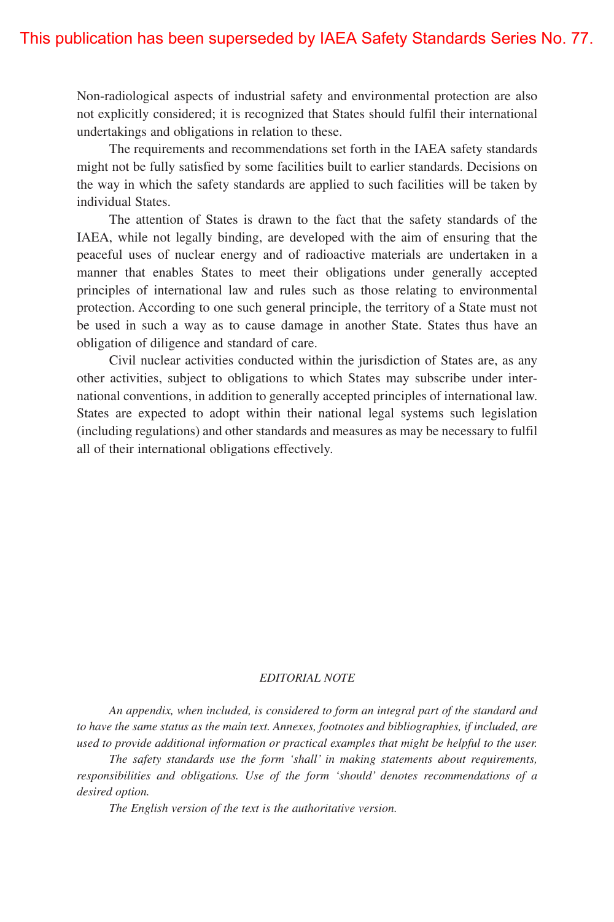This publication has been superseded by IAEA Safety Standards Series No. 77.

Non-radiological aspects of industrial safety and environmental protection are also not explicitly considered; it is recognized that States should fulfil their international undertakings and obligations in relation to these.

The requirements and recommendations set forth in the IAEA safety standards might not be fully satisfied by some facilities built to earlier standards. Decisions on the way in which the safety standards are applied to such facilities will be taken by individual States.

The attention of States is drawn to the fact that the safety standards of the IAEA, while not legally binding, are developed with the aim of ensuring that the peaceful uses of nuclear energy and of radioactive materials are undertaken in a manner that enables States to meet their obligations under generally accepted principles of international law and rules such as those relating to environmental protection. According to one such general principle, the territory of a State must not be used in such a way as to cause damage in another State. States thus have an obligation of diligence and standard of care.

Civil nuclear activities conducted within the jurisdiction of States are, as any other activities, subject to obligations to which States may subscribe under international conventions, in addition to generally accepted principles of international law. States are expected to adopt within their national legal systems such legislation (including regulations) and other standards and measures as may be necessary to fulfil all of their international obligations effectively.

*EDITORIAL NOTE*

*An appendix, when included, is considered to form an integral part of the standard and to have the same status as the main text. Annexes, footnotes and bibliographies, if included, are used to provide additional information or practical examples that might be helpful to the user.*

*The safety standards use the form 'shall' in making statements about requirements, responsibilities and obligations. Use of the form 'should' denotes recommendations of a desired option.*

*The English version of the text is the authoritative version.*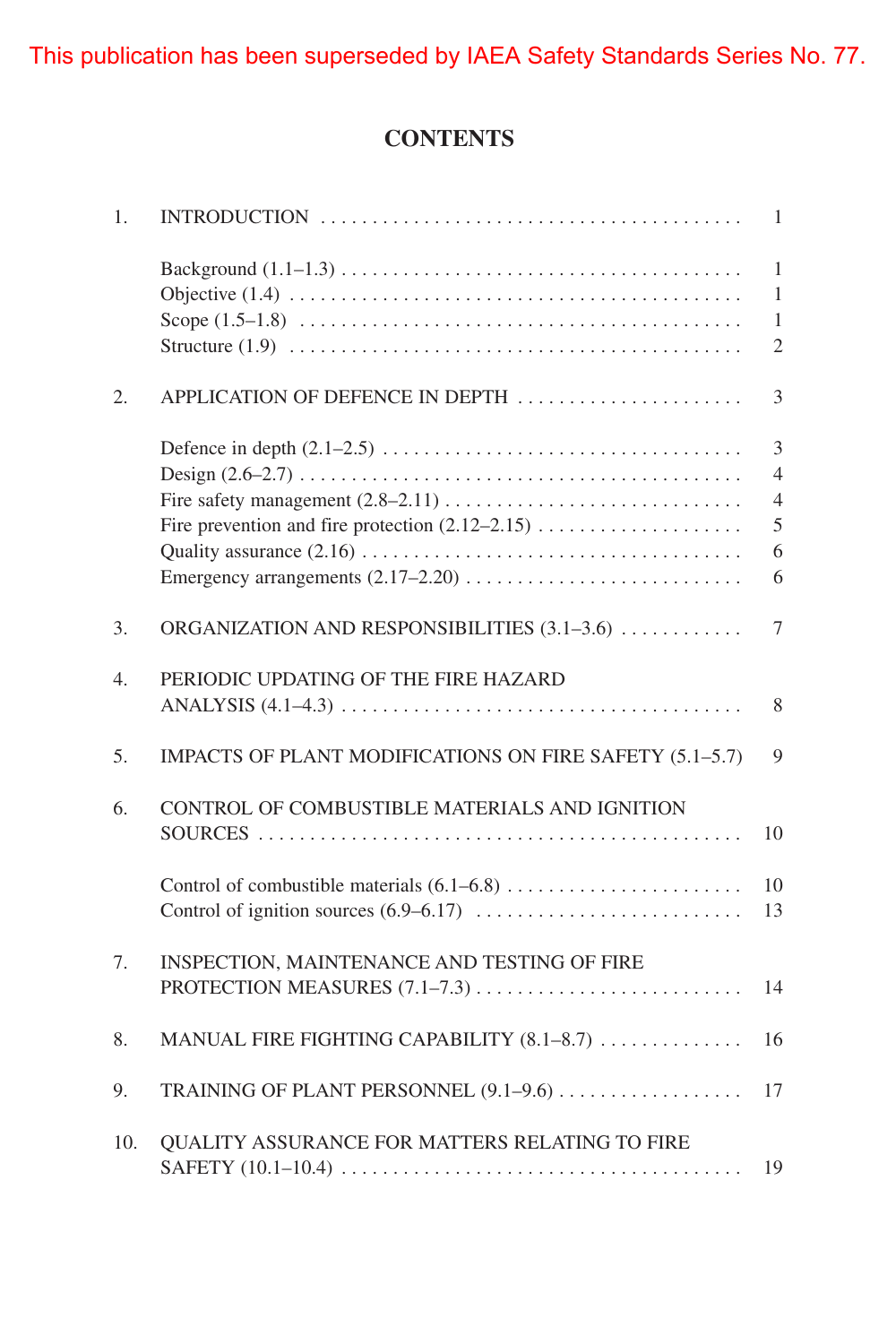This publication has been superseded by IAEA Safety Standards Series No. 77.

# CONTENTS

1. INTRODUCTION . . . . . . . . . . . . . . . . . . . . . . . . . . . . . . . . . . . . . . . . . . 1
   - Background (1.1–1.3) . . . . . . . . . . . . . . . . . . . . . . . . . . . . . . . . . . . . . . . 1
   - Objective (1.4) . . . . . . . . . . . . . . . . . . . . . . . . . . . . . . . . . . . . . . . . . . . 1
   - Scope (1.5–1.8) . . . . . . . . . . . . . . . . . . . . . . . . . . . . . . . . . . . . . . . . . . 1
   - Structure (1.9) . . . . . . . . . . . . . . . . . . . . . . . . . . . . . . . . . . . . . . . . . . . 2
2. APPLICATION OF DEFENCE IN DEPTH . . . . . . . . . . . . . . . . . . . . . . . 3
   - Defence in depth (2.1–2.5) . . . . . . . . . . . . . . . . . . . . . . . . . . . . . . . . . . . 3
   - Design (2.6–2.7) . . . . . . . . . . . . . . . . . . . . . . . . . . . . . . . . . . . . . . . . . . . 4
   - Fire safety management (2.8–2.11) . . . . . . . . . . . . . . . . . . . . . . . . . . . . . 4
   - Fire prevention and fire protection (2.12–2.15) . . . . . . . . . . . . . . . . . . . . 5
   - Quality assurance (2.16) . . . . . . . . . . . . . . . . . . . . . . . . . . . . . . . . . . . . . 6
   - Emergency arrangements (2.17–2.20) . . . . . . . . . . . . . . . . . . . . . . . . . . . 6
3. ORGANIZATION AND RESPONSIBILITIES (3.1–3.6) . . . . . . . . . . . . 7
4. PERIODIC UPDATING OF THE FIRE HAZARD ANALYSIS (4.1–4.3) . . . . . . . . . . . . . . . . . . . . . . . . . . . . . . . . . . . . . . . 8
5. IMPACTS OF PLANT MODIFICATIONS ON FIRE SAFETY (5.1–5.7) 9
6. CONTROL OF COMBUSTIBLE MATERIALS AND IGNITION SOURCES . . . . . . . . . . . . . . . . . . . . . . . . . . . . . . . . . . . . . . . . . . . . . . 10
   - Control of combustible materials (6.1–6.8) . . . . . . . . . . . . . . . . . . . . . . . . 10
   - Control of ignition sources (6.9–6.17) . . . . . . . . . . . . . . . . . . . . . . . . . . 13
7. INSPECTION, MAINTENANCE AND TESTING OF FIRE PROTECTION MEASURES (7.1–7.3) . . . . . . . . . . . . . . . . . . . . . . . . . . 14
8. MANUAL FIRE FIGHTING CAPABILITY (8.1–8.7) . . . . . . . . . . . . . . 16
9. TRAINING OF PLANT PERSONNEL (9.1–9.6) . . . . . . . . . . . . . . . . . . 17
10. QUALITY ASSURANCE FOR MATTERS RELATING TO FIRE SAFETY (10.1–10.4) . . . . . . . . . . . . . . . . . . . . . . . . . . . . . . . . . . . . . . . . 19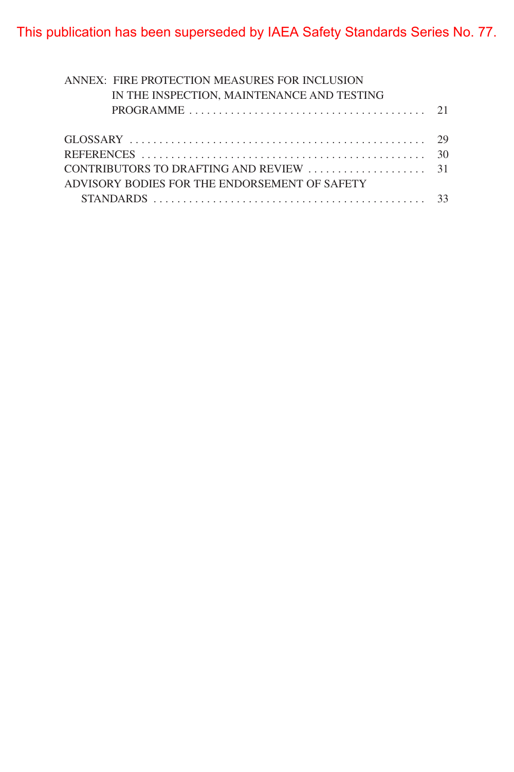This publication has been superseded by IAEA Safety Standards Series No. 77.

ANNEX: FIRE PROTECTION MEASURES FOR INCLUSION IN THE INSPECTION, MAINTENANCE AND TESTING PROGRAMME . . . . . . . . . . . . . . . . . . . . . . . . . . . . . . . . . . . . . . . . 21

GLOSSARY . . . . . . . . . . . . . . . . . . . . . . . . . . . . . . . . . . . . . . . . . . . . . . . . . . . 29

REFERENCES . . . . . . . . . . . . . . . . . . . . . . . . . . . . . . . . . . . . . . . . . . . . . . . . 30

CONTRIBUTORS TO DRAFTING AND REVIEW . . . . . . . . . . . . . . . . . . . . 31

ADVISORY BODIES FOR THE ENDORSEMENT OF SAFETY STANDARDS . . . . . . . . . . . . . . . . . . . . . . . . . . . . . . . . . . . . . . . . . . . . . . 33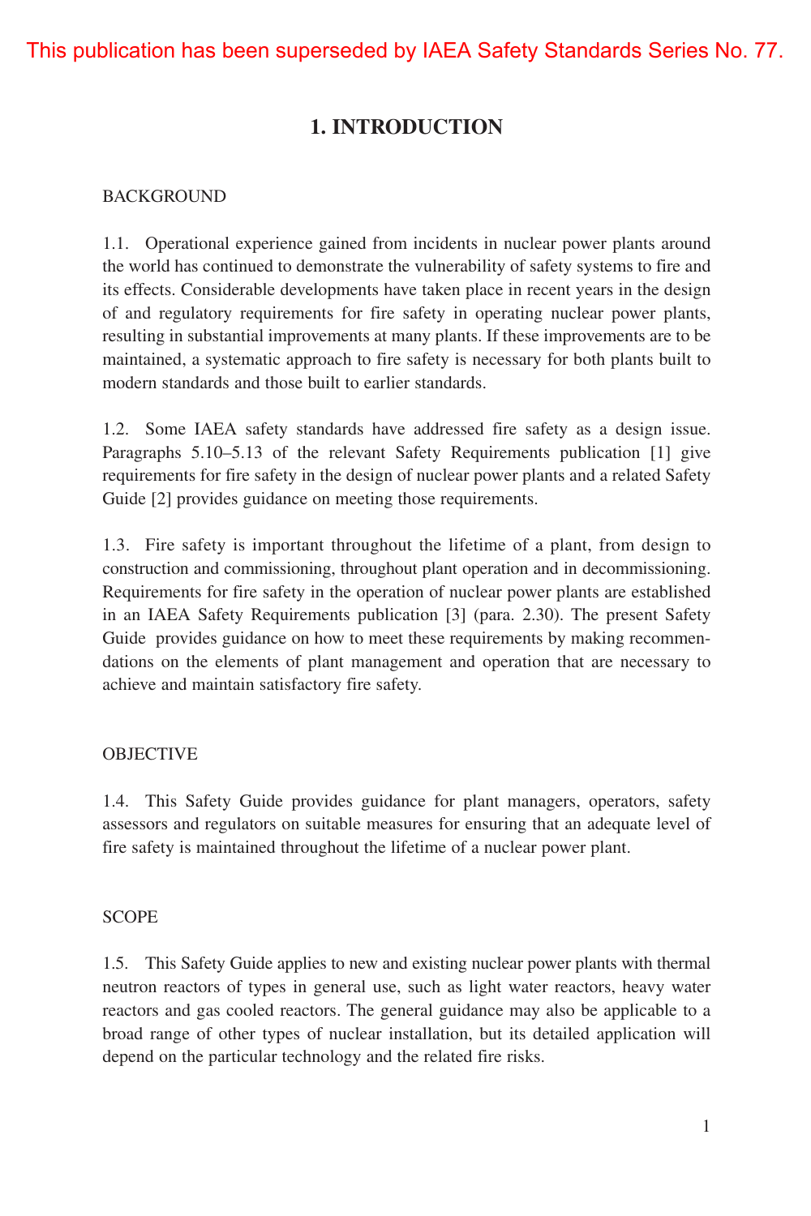This publication has been superseded by IAEA Safety Standards Series No. 77.

# 1. INTRODUCTION

## BACKGROUND

1.1. Operational experience gained from incidents in nuclear power plants around the world has continued to demonstrate the vulnerability of safety systems to fire and its effects. Considerable developments have taken place in recent years in the design of and regulatory requirements for fire safety in operating nuclear power plants, resulting in substantial improvements at many plants. If these improvements are to be maintained, a systematic approach to fire safety is necessary for both plants built to modern standards and those built to earlier standards.

1.2. Some IAEA safety standards have addressed fire safety as a design issue. Paragraphs 5.10–5.13 of the relevant Safety Requirements publication [1] give requirements for fire safety in the design of nuclear power plants and a related Safety Guide [2] provides guidance on meeting those requirements.

1.3. Fire safety is important throughout the lifetime of a plant, from design to construction and commissioning, throughout plant operation and in decommissioning. Requirements for fire safety in the operation of nuclear power plants are established in an IAEA Safety Requirements publication [3] (para. 2.30). The present Safety Guide provides guidance on how to meet these requirements by making recommendations on the elements of plant management and operation that are necessary to achieve and maintain satisfactory fire safety.

## OBJECTIVE

1.4. This Safety Guide provides guidance for plant managers, operators, safety assessors and regulators on suitable measures for ensuring that an adequate level of fire safety is maintained throughout the lifetime of a nuclear power plant.

## SCOPE

1.5. This Safety Guide applies to new and existing nuclear power plants with thermal neutron reactors of types in general use, such as light water reactors, heavy water reactors and gas cooled reactors. The general guidance may also be applicable to a broad range of other types of nuclear installation, but its detailed application will depend on the particular technology and the related fire risks.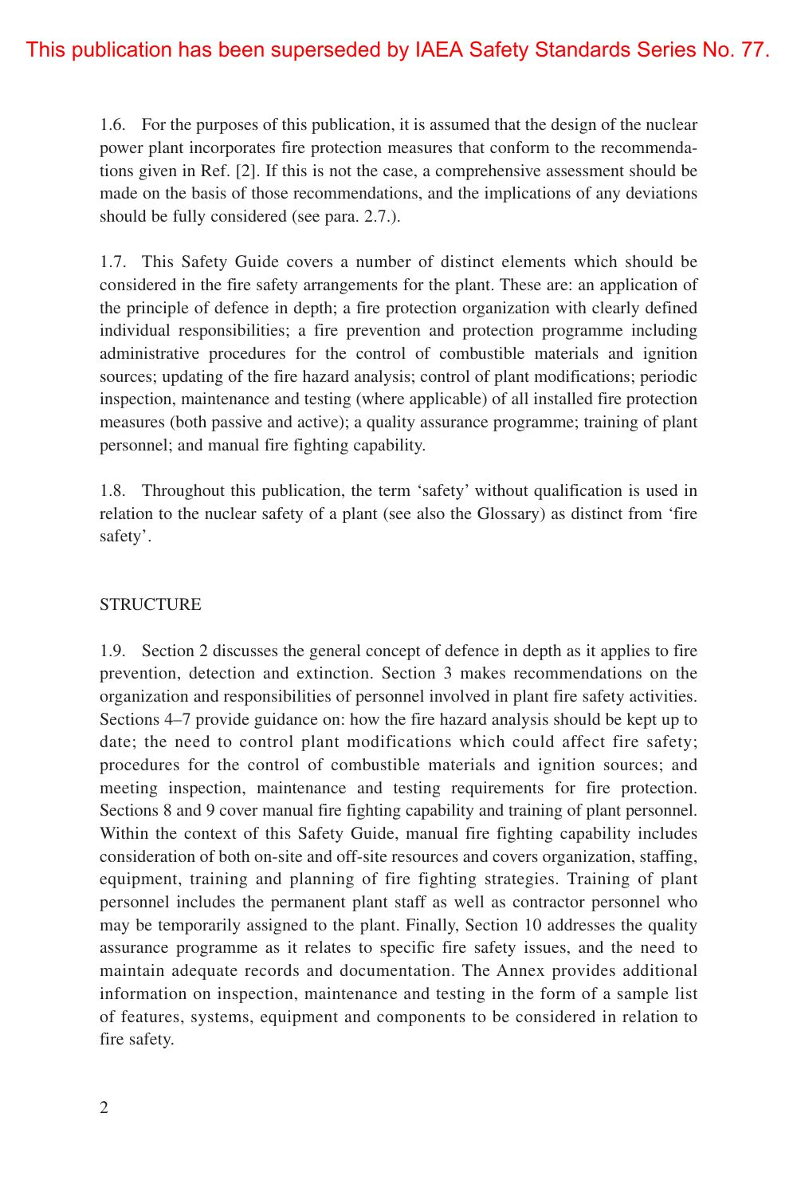This publication has been superseded by IAEA Safety Standards Series No. 77.

1.6. For the purposes of this publication, it is assumed that the design of the nuclear power plant incorporates fire protection measures that conform to the recommendations given in Ref. [2]. If this is not the case, a comprehensive assessment should be made on the basis of those recommendations, and the implications of any deviations should be fully considered (see para. 2.7.).

1.7. This Safety Guide covers a number of distinct elements which should be considered in the fire safety arrangements for the plant. These are: an application of the principle of defence in depth; a fire protection organization with clearly defined individual responsibilities; a fire prevention and protection programme including administrative procedures for the control of combustible materials and ignition sources; updating of the fire hazard analysis; control of plant modifications; periodic inspection, maintenance and testing (where applicable) of all installed fire protection measures (both passive and active); a quality assurance programme; training of plant personnel; and manual fire fighting capability.

1.8. Throughout this publication, the term 'safety' without qualification is used in relation to the nuclear safety of a plant (see also the Glossary) as distinct from 'fire safety'.

## STRUCTURE

1.9. Section 2 discusses the general concept of defence in depth as it applies to fire prevention, detection and extinction. Section 3 makes recommendations on the organization and responsibilities of personnel involved in plant fire safety activities. Sections 4–7 provide guidance on: how the fire hazard analysis should be kept up to date; the need to control plant modifications which could affect fire safety; procedures for the control of combustible materials and ignition sources; and meeting inspection, maintenance and testing requirements for fire protection. Sections 8 and 9 cover manual fire fighting capability and training of plant personnel. Within the context of this Safety Guide, manual fire fighting capability includes consideration of both on-site and off-site resources and covers organization, staffing, equipment, training and planning of fire fighting strategies. Training of plant personnel includes the permanent plant staff as well as contractor personnel who may be temporarily assigned to the plant. Finally, Section 10 addresses the quality assurance programme as it relates to specific fire safety issues, and the need to maintain adequate records and documentation. The Annex provides additional information on inspection, maintenance and testing in the form of a sample list of features, systems, equipment and components to be considered in relation to fire safety.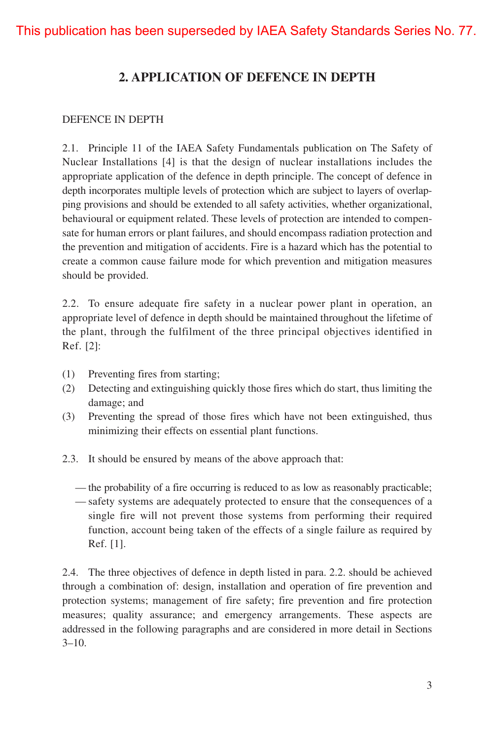This publication has been superseded by IAEA Safety Standards Series No. 77.

## 2. APPLICATION OF DEFENCE IN DEPTH

### DEFENCE IN DEPTH

2.1. Principle 11 of the IAEA Safety Fundamentals publication on The Safety of Nuclear Installations [4] is that the design of nuclear installations includes the appropriate application of the defence in depth principle. The concept of defence in depth incorporates multiple levels of protection which are subject to layers of overlapping provisions and should be extended to all safety activities, whether organizational, behavioural or equipment related. These levels of protection are intended to compensate for human errors or plant failures, and should encompass radiation protection and the prevention and mitigation of accidents. Fire is a hazard which has the potential to create a common cause failure mode for which prevention and mitigation measures should be provided.

2.2. To ensure adequate fire safety in a nuclear power plant in operation, an appropriate level of defence in depth should be maintained throughout the lifetime of the plant, through the fulfilment of the three principal objectives identified in Ref. [2]:

(1) Preventing fires from starting;
(2) Detecting and extinguishing quickly those fires which do start, thus limiting the damage; and
(3) Preventing the spread of those fires which have not been extinguished, thus minimizing their effects on essential plant functions.

2.3. It should be ensured by means of the above approach that:

— the probability of a fire occurring is reduced to as low as reasonably practicable;
— safety systems are adequately protected to ensure that the consequences of a single fire will not prevent those systems from performing their required function, account being taken of the effects of a single failure as required by Ref. [1].

2.4. The three objectives of defence in depth listed in para. 2.2. should be achieved through a combination of: design, installation and operation of fire prevention and protection systems; management of fire safety; fire prevention and fire protection measures; quality assurance; and emergency arrangements. These aspects are addressed in the following paragraphs and are considered in more detail in Sections 3–10.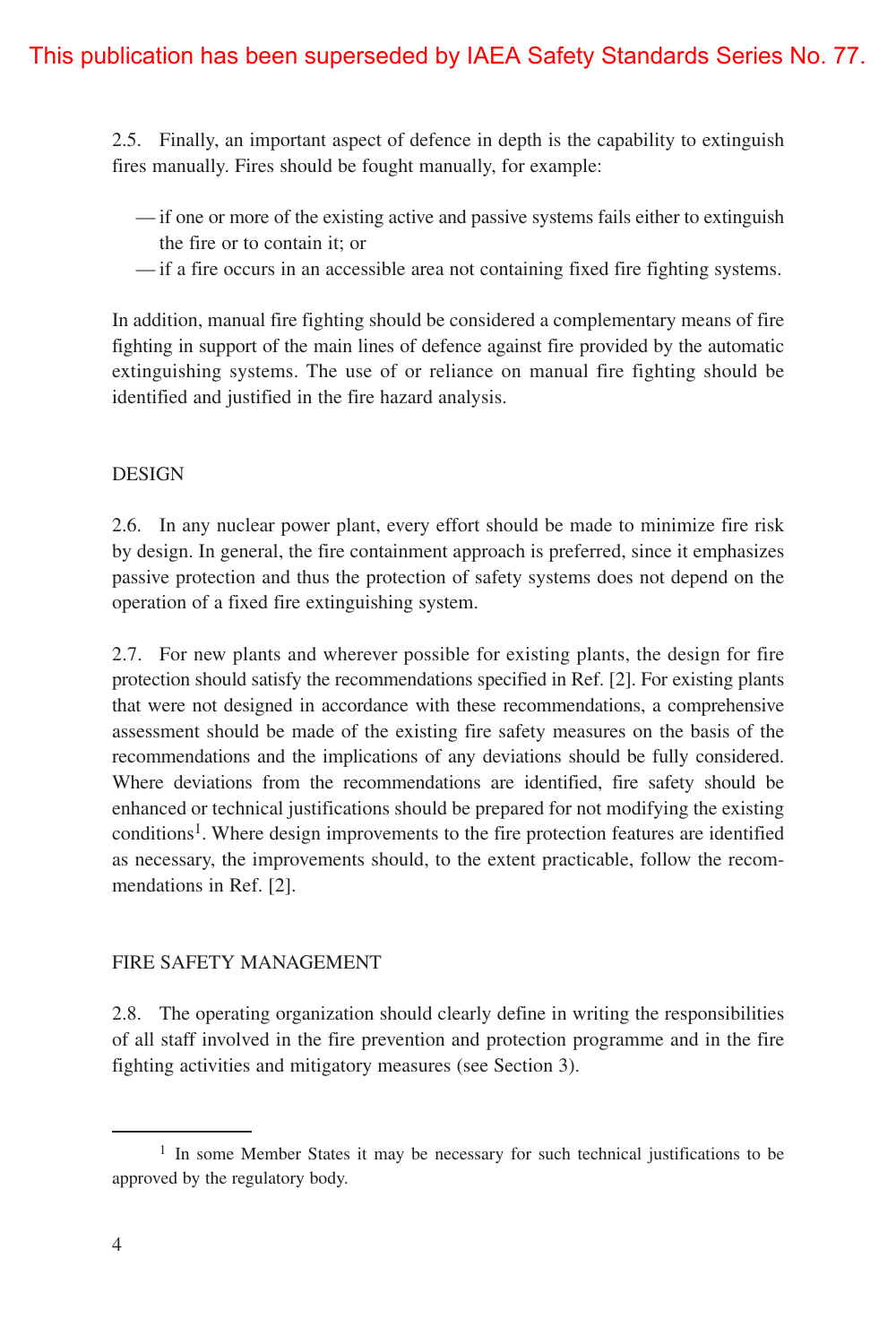This publication has been superseded by IAEA Safety Standards Series No. 77.

2.5. Finally, an important aspect of defence in depth is the capability to extinguish fires manually. Fires should be fought manually, for example:

— if one or more of the existing active and passive systems fails either to extinguish the fire or to contain it; or
— if a fire occurs in an accessible area not containing fixed fire fighting systems.

In addition, manual fire fighting should be considered a complementary means of fire fighting in support of the main lines of defence against fire provided by the automatic extinguishing systems. The use of or reliance on manual fire fighting should be identified and justified in the fire hazard analysis.

## DESIGN

2.6. In any nuclear power plant, every effort should be made to minimize fire risk by design. In general, the fire containment approach is preferred, since it emphasizes passive protection and thus the protection of safety systems does not depend on the operation of a fixed fire extinguishing system.

2.7. For new plants and wherever possible for existing plants, the design for fire protection should satisfy the recommendations specified in Ref. [2]. For existing plants that were not designed in accordance with these recommendations, a comprehensive assessment should be made of the existing fire safety measures on the basis of the recommendations and the implications of any deviations should be fully considered. Where deviations from the recommendations are identified, fire safety should be enhanced or technical justifications should be prepared for not modifying the existing conditions[1]. Where design improvements to the fire protection features are identified as necessary, the improvements should, to the extent practicable, follow the recommendations in Ref. [2].

## FIRE SAFETY MANAGEMENT

2.8. The operating organization should clearly define in writing the responsibilities of all staff involved in the fire prevention and protection programme and in the fire fighting activities and mitigatory measures (see Section 3).

[1] In some Member States it may be necessary for such technical justifications to be approved by the regulatory body.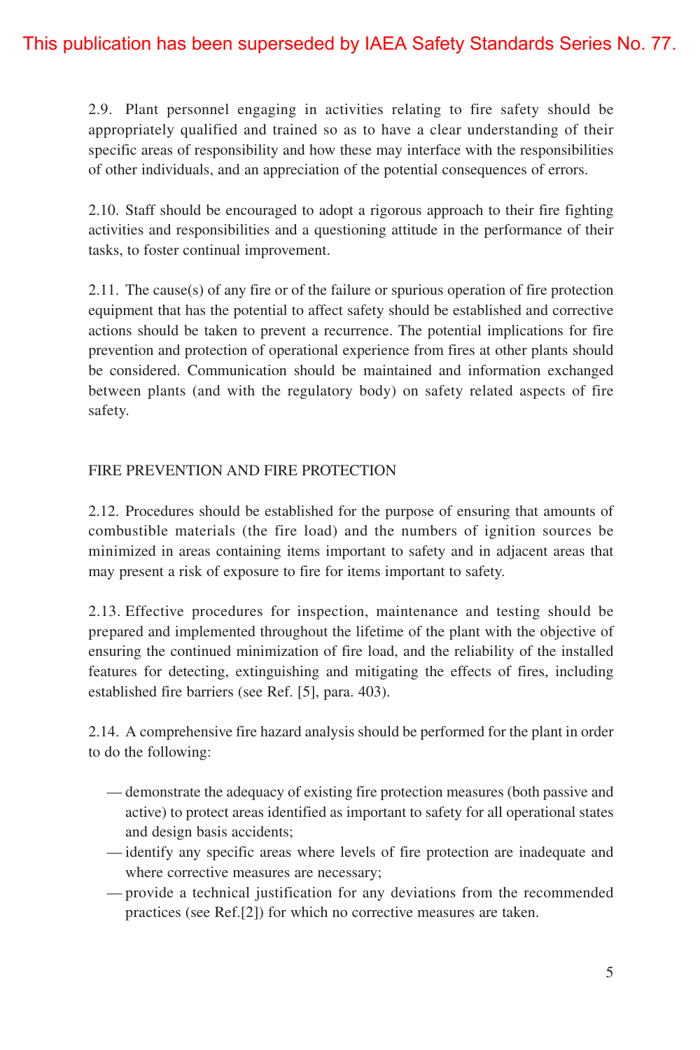This publication has been superseded by IAEA Safety Standards Series No. 77.

2.9. Plant personnel engaging in activities relating to fire safety should be appropriately qualified and trained so as to have a clear understanding of their specific areas of responsibility and how these may interface with the responsibilities of other individuals, and an appreciation of the potential consequences of errors.

2.10. Staff should be encouraged to adopt a rigorous approach to their fire fighting activities and responsibilities and a questioning attitude in the performance of their tasks, to foster continual improvement.

2.11. The cause(s) of any fire or of the failure or spurious operation of fire protection equipment that has the potential to affect safety should be established and corrective actions should be taken to prevent a recurrence. The potential implications for fire prevention and protection of operational experience from fires at other plants should be considered. Communication should be maintained and information exchanged between plants (and with the regulatory body) on safety related aspects of fire safety.

## FIRE PREVENTION AND FIRE PROTECTION

2.12. Procedures should be established for the purpose of ensuring that amounts of combustible materials (the fire load) and the numbers of ignition sources be minimized in areas containing items important to safety and in adjacent areas that may present a risk of exposure to fire for items important to safety.

2.13. Effective procedures for inspection, maintenance and testing should be prepared and implemented throughout the lifetime of the plant with the objective of ensuring the continued minimization of fire load, and the reliability of the installed features for detecting, extinguishing and mitigating the effects of fires, including established fire barriers (see Ref. [5], para. 403).

2.14. A comprehensive fire hazard analysis should be performed for the plant in order to do the following:

- demonstrate the adequacy of existing fire protection measures (both passive and active) to protect areas identified as important to safety for all operational states and design basis accidents;
- identify any specific areas where levels of fire protection are inadequate and where corrective measures are necessary;
- provide a technical justification for any deviations from the recommended practices (see Ref.[2]) for which no corrective measures are taken.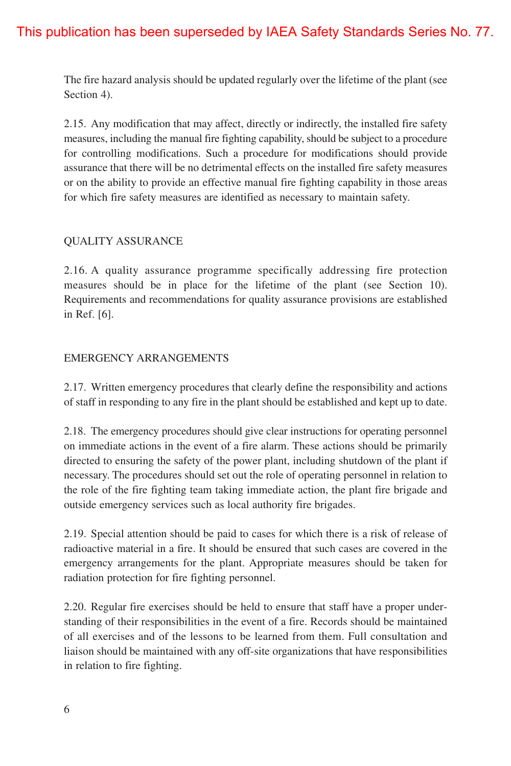This publication has been superseded by IAEA Safety Standards Series No. 77.

The fire hazard analysis should be updated regularly over the lifetime of the plant (see Section 4).

2.15. Any modification that may affect, directly or indirectly, the installed fire safety measures, including the manual fire fighting capability, should be subject to a procedure for controlling modifications. Such a procedure for modifications should provide assurance that there will be no detrimental effects on the installed fire safety measures or on the ability to provide an effective manual fire fighting capability in those areas for which fire safety measures are identified as necessary to maintain safety.

## QUALITY ASSURANCE

2.16. A quality assurance programme specifically addressing fire protection measures should be in place for the lifetime of the plant (see Section 10). Requirements and recommendations for quality assurance provisions are established in Ref. [6].

## EMERGENCY ARRANGEMENTS

2.17. Written emergency procedures that clearly define the responsibility and actions of staff in responding to any fire in the plant should be established and kept up to date.

2.18. The emergency procedures should give clear instructions for operating personnel on immediate actions in the event of a fire alarm. These actions should be primarily directed to ensuring the safety of the power plant, including shutdown of the plant if necessary. The procedures should set out the role of operating personnel in relation to the role of the fire fighting team taking immediate action, the plant fire brigade and outside emergency services such as local authority fire brigades.

2.19. Special attention should be paid to cases for which there is a risk of release of radioactive material in a fire. It should be ensured that such cases are covered in the emergency arrangements for the plant. Appropriate measures should be taken for radiation protection for fire fighting personnel.

2.20. Regular fire exercises should be held to ensure that staff have a proper understanding of their responsibilities in the event of a fire. Records should be maintained of all exercises and of the lessons to be learned from them. Full consultation and liaison should be maintained with any off-site organizations that have responsibilities in relation to fire fighting.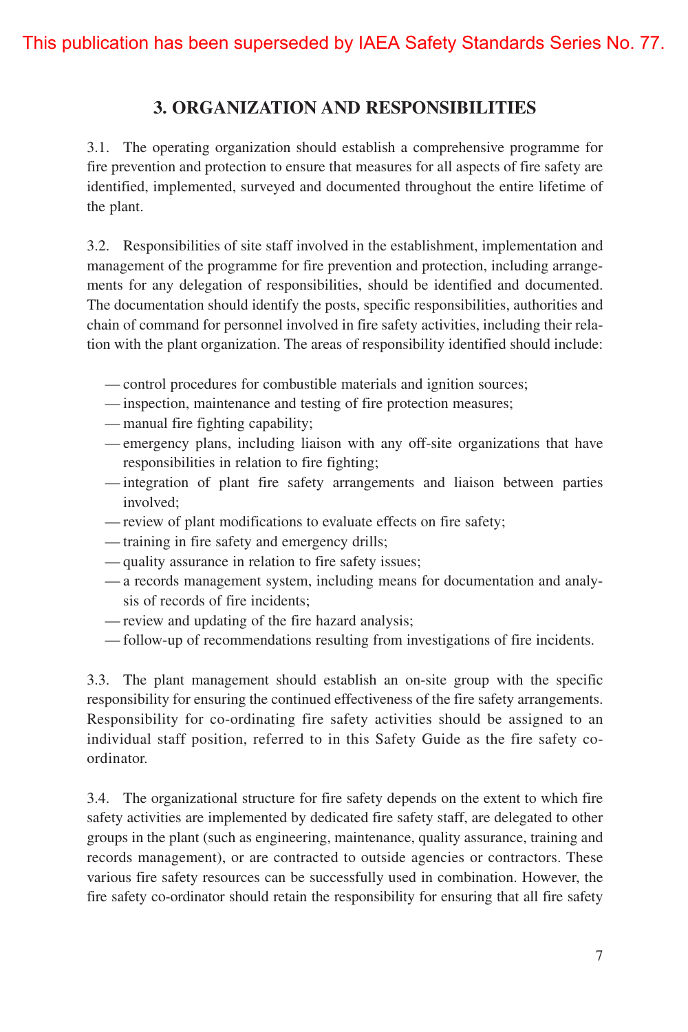This publication has been superseded by IAEA Safety Standards Series No. 77.

## 3. ORGANIZATION AND RESPONSIBILITIES

3.1. The operating organization should establish a comprehensive programme for fire prevention and protection to ensure that measures for all aspects of fire safety are identified, implemented, surveyed and documented throughout the entire lifetime of the plant.

3.2. Responsibilities of site staff involved in the establishment, implementation and management of the programme for fire prevention and protection, including arrangements for any delegation of responsibilities, should be identified and documented. The documentation should identify the posts, specific responsibilities, authorities and chain of command for personnel involved in fire safety activities, including their relation with the plant organization. The areas of responsibility identified should include:

- control procedures for combustible materials and ignition sources;
- inspection, maintenance and testing of fire protection measures;
- manual fire fighting capability;
- emergency plans, including liaison with any off-site organizations that have responsibilities in relation to fire fighting;
- integration of plant fire safety arrangements and liaison between parties involved;
- review of plant modifications to evaluate effects on fire safety;
- training in fire safety and emergency drills;
- quality assurance in relation to fire safety issues;
- a records management system, including means for documentation and analysis of records of fire incidents;
- review and updating of the fire hazard analysis;
- follow-up of recommendations resulting from investigations of fire incidents.

3.3. The plant management should establish an on-site group with the specific responsibility for ensuring the continued effectiveness of the fire safety arrangements. Responsibility for co-ordinating fire safety activities should be assigned to an individual staff position, referred to in this Safety Guide as the fire safety co-ordinator.

3.4. The organizational structure for fire safety depends on the extent to which fire safety activities are implemented by dedicated fire safety staff, are delegated to other groups in the plant (such as engineering, maintenance, quality assurance, training and records management), or are contracted to outside agencies or contractors. These various fire safety resources can be successfully used in combination. However, the fire safety co-ordinator should retain the responsibility for ensuring that all fire safety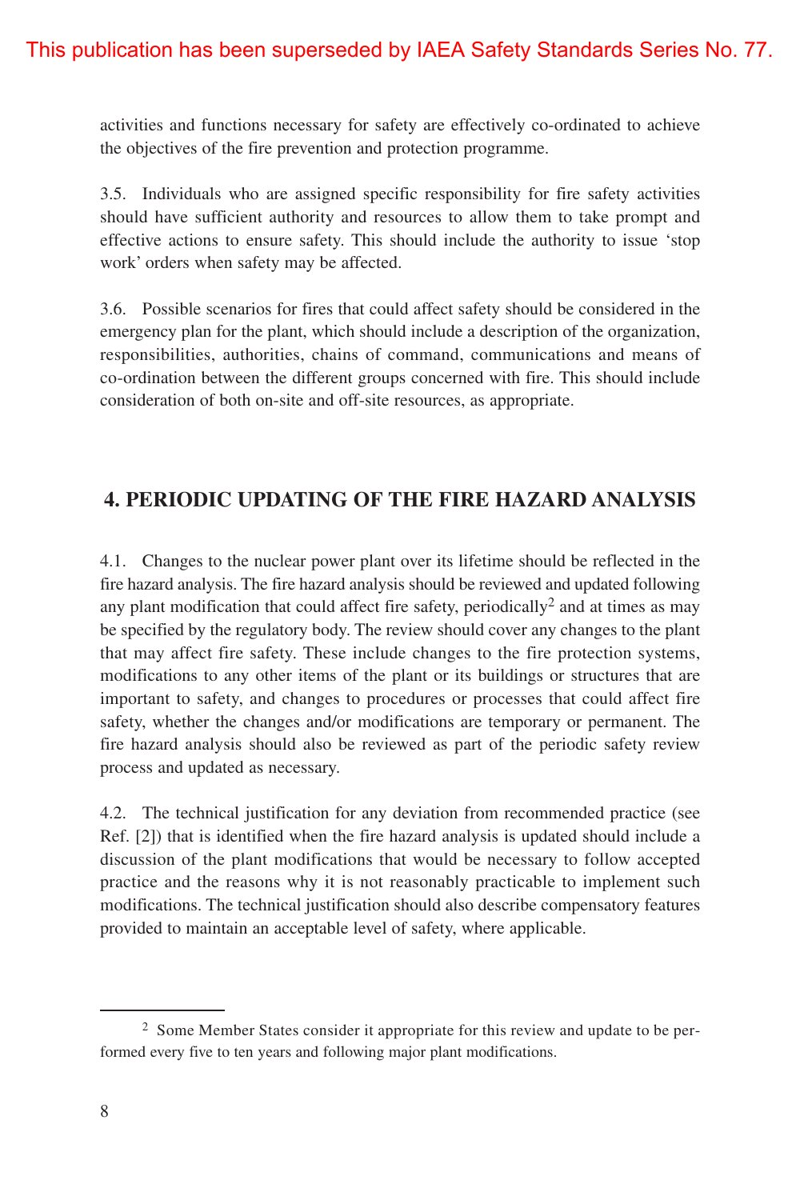activities and functions necessary for safety are effectively co-ordinated to achieve the objectives of the fire prevention and protection programme.

3.5. Individuals who are assigned specific responsibility for fire safety activities should have sufficient authority and resources to allow them to take prompt and effective actions to ensure safety. This should include the authority to issue 'stop work' orders when safety may be affected.

3.6. Possible scenarios for fires that could affect safety should be considered in the emergency plan for the plant, which should include a description of the organization, responsibilities, authorities, chains of command, communications and means of co-ordination between the different groups concerned with fire. This should include consideration of both on-site and off-site resources, as appropriate.

## 4. PERIODIC UPDATING OF THE FIRE HAZARD ANALYSIS

4.1. Changes to the nuclear power plant over its lifetime should be reflected in the fire hazard analysis. The fire hazard analysis should be reviewed and updated following any plant modification that could affect fire safety, periodically[2] and at times as may be specified by the regulatory body. The review should cover any changes to the plant that may affect fire safety. These include changes to the fire protection systems, modifications to any other items of the plant or its buildings or structures that are important to safety, and changes to procedures or processes that could affect fire safety, whether the changes and/or modifications are temporary or permanent. The fire hazard analysis should also be reviewed as part of the periodic safety review process and updated as necessary.

4.2. The technical justification for any deviation from recommended practice (see Ref. [2]) that is identified when the fire hazard analysis is updated should include a discussion of the plant modifications that would be necessary to follow accepted practice and the reasons why it is not reasonably practicable to implement such modifications. The technical justification should also describe compensatory features provided to maintain an acceptable level of safety, where applicable.

---

[2] Some Member States consider it appropriate for this review and update to be performed every five to ten years and following major plant modifications.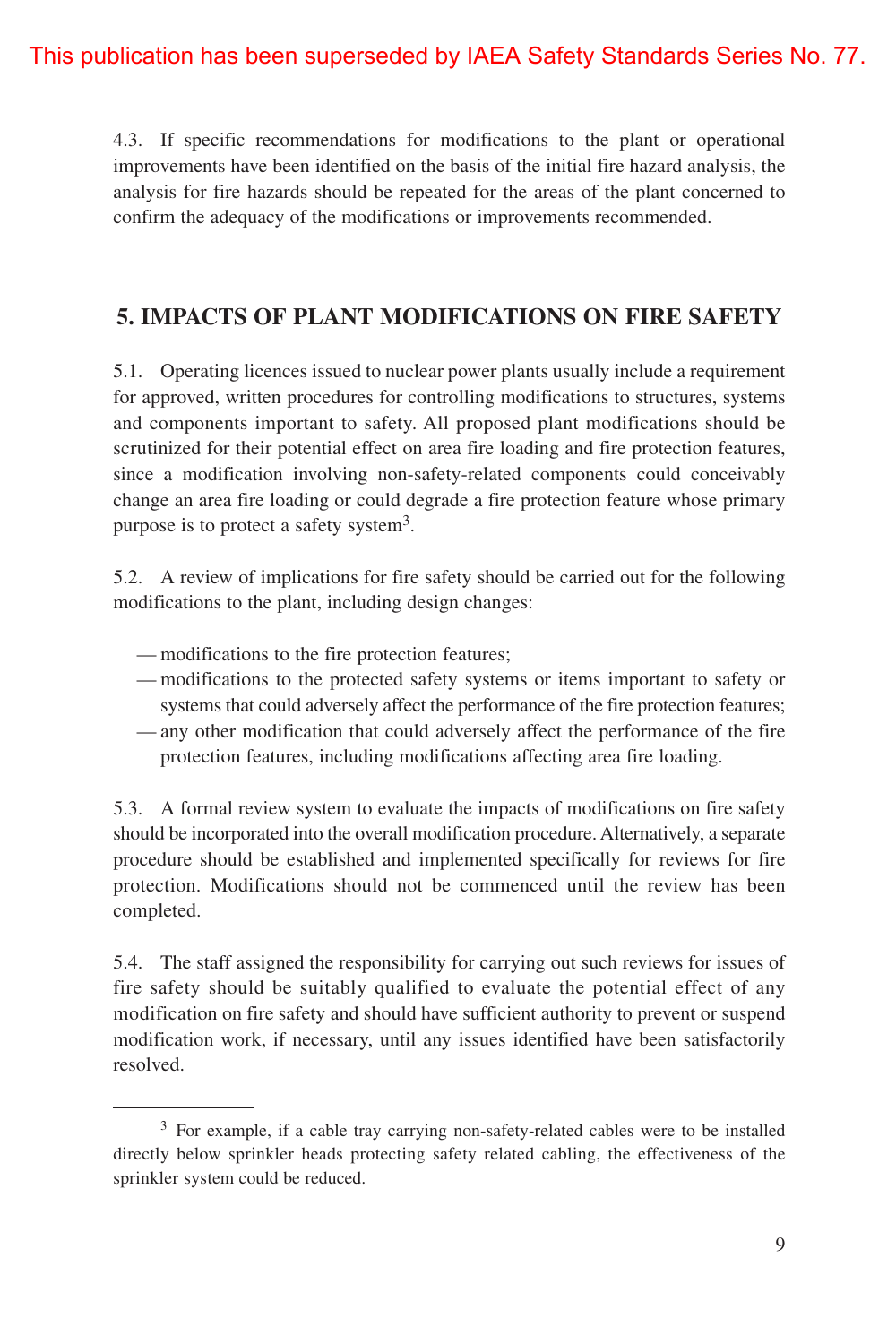This publication has been superseded by IAEA Safety Standards Series No. 77.

4.3. If specific recommendations for modifications to the plant or operational improvements have been identified on the basis of the initial fire hazard analysis, the analysis for fire hazards should be repeated for the areas of the plant concerned to confirm the adequacy of the modifications or improvements recommended.

## 5. IMPACTS OF PLANT MODIFICATIONS ON FIRE SAFETY

5.1. Operating licences issued to nuclear power plants usually include a requirement for approved, written procedures for controlling modifications to structures, systems and components important to safety. All proposed plant modifications should be scrutinized for their potential effect on area fire loading and fire protection features, since a modification involving non-safety-related components could conceivably change an area fire loading or could degrade a fire protection feature whose primary purpose is to protect a safety system[3].

5.2. A review of implications for fire safety should be carried out for the following modifications to the plant, including design changes:

- — modifications to the fire protection features;
- — modifications to the protected safety systems or items important to safety or systems that could adversely affect the performance of the fire protection features;
- — any other modification that could adversely affect the performance of the fire protection features, including modifications affecting area fire loading.

5.3. A formal review system to evaluate the impacts of modifications on fire safety should be incorporated into the overall modification procedure. Alternatively, a separate procedure should be established and implemented specifically for reviews for fire protection. Modifications should not be commenced until the review has been completed.

5.4. The staff assigned the responsibility for carrying out such reviews for issues of fire safety should be suitably qualified to evaluate the potential effect of any modification on fire safety and should have sufficient authority to prevent or suspend modification work, if necessary, until any issues identified have been satisfactorily resolved.

---

[3] For example, if a cable tray carrying non-safety-related cables were to be installed directly below sprinkler heads protecting safety related cabling, the effectiveness of the sprinkler system could be reduced.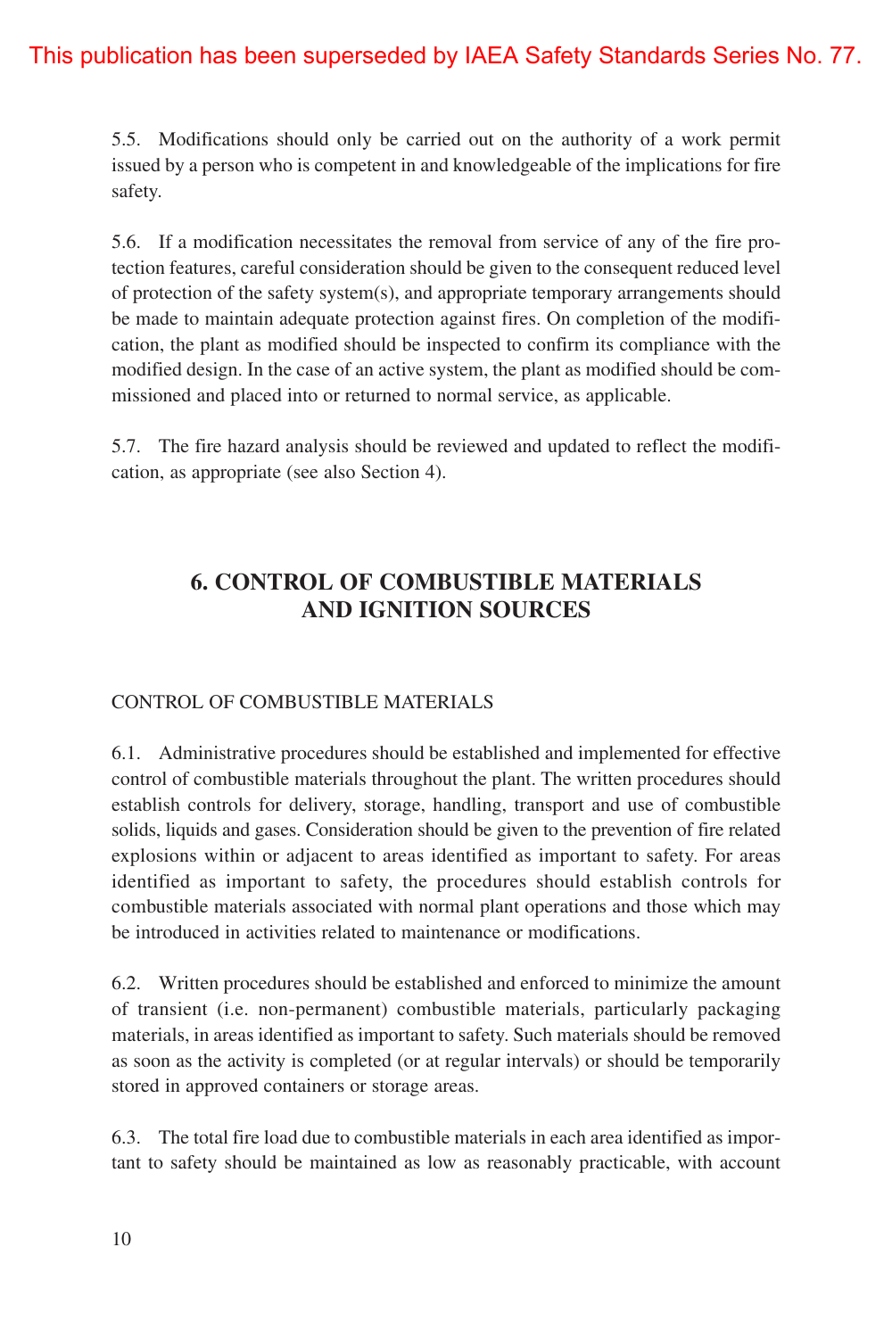This publication has been superseded by IAEA Safety Standards Series No. 77.

5.5. Modifications should only be carried out on the authority of a work permit issued by a person who is competent in and knowledgeable of the implications for fire safety.

5.6. If a modification necessitates the removal from service of any of the fire protection features, careful consideration should be given to the consequent reduced level of protection of the safety system(s), and appropriate temporary arrangements should be made to maintain adequate protection against fires. On completion of the modification, the plant as modified should be inspected to confirm its compliance with the modified design. In the case of an active system, the plant as modified should be commissioned and placed into or returned to normal service, as applicable.

5.7. The fire hazard analysis should be reviewed and updated to reflect the modification, as appropriate (see also Section 4).

# 6. CONTROL OF COMBUSTIBLE MATERIALS AND IGNITION SOURCES

## CONTROL OF COMBUSTIBLE MATERIALS

6.1. Administrative procedures should be established and implemented for effective control of combustible materials throughout the plant. The written procedures should establish controls for delivery, storage, handling, transport and use of combustible solids, liquids and gases. Consideration should be given to the prevention of fire related explosions within or adjacent to areas identified as important to safety. For areas identified as important to safety, the procedures should establish controls for combustible materials associated with normal plant operations and those which may be introduced in activities related to maintenance or modifications.

6.2. Written procedures should be established and enforced to minimize the amount of transient (i.e. non-permanent) combustible materials, particularly packaging materials, in areas identified as important to safety. Such materials should be removed as soon as the activity is completed (or at regular intervals) or should be temporarily stored in approved containers or storage areas.

6.3. The total fire load due to combustible materials in each area identified as important to safety should be maintained as low as reasonably practicable, with account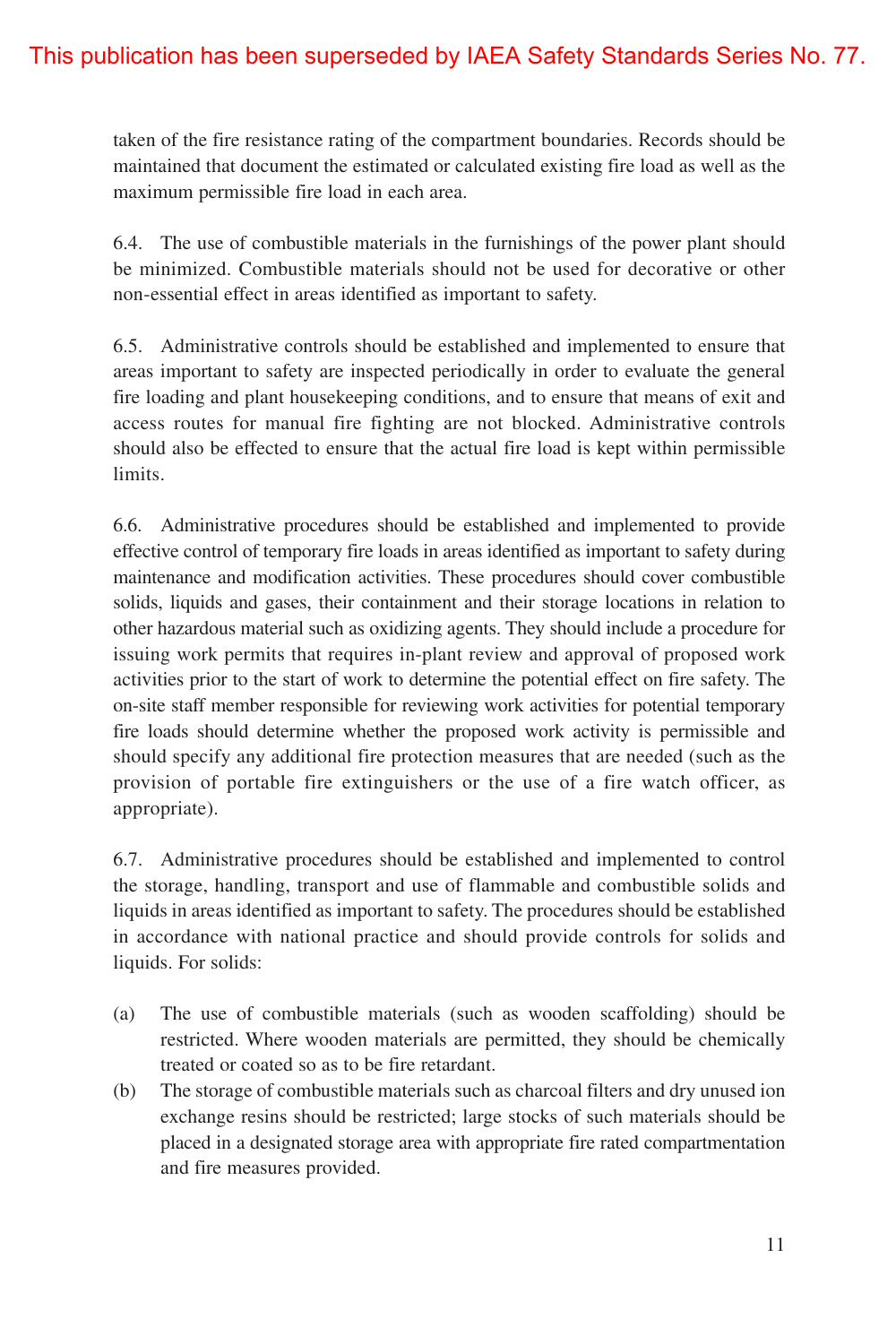This publication has been superseded by IAEA Safety Standards Series No. 77.

taken of the fire resistance rating of the compartment boundaries. Records should be maintained that document the estimated or calculated existing fire load as well as the maximum permissible fire load in each area.

6.4. The use of combustible materials in the furnishings of the power plant should be minimized. Combustible materials should not be used for decorative or other non-essential effect in areas identified as important to safety.

6.5. Administrative controls should be established and implemented to ensure that areas important to safety are inspected periodically in order to evaluate the general fire loading and plant housekeeping conditions, and to ensure that means of exit and access routes for manual fire fighting are not blocked. Administrative controls should also be effected to ensure that the actual fire load is kept within permissible limits.

6.6. Administrative procedures should be established and implemented to provide effective control of temporary fire loads in areas identified as important to safety during maintenance and modification activities. These procedures should cover combustible solids, liquids and gases, their containment and their storage locations in relation to other hazardous material such as oxidizing agents. They should include a procedure for issuing work permits that requires in-plant review and approval of proposed work activities prior to the start of work to determine the potential effect on fire safety. The on-site staff member responsible for reviewing work activities for potential temporary fire loads should determine whether the proposed work activity is permissible and should specify any additional fire protection measures that are needed (such as the provision of portable fire extinguishers or the use of a fire watch officer, as appropriate).

6.7. Administrative procedures should be established and implemented to control the storage, handling, transport and use of flammable and combustible solids and liquids in areas identified as important to safety. The procedures should be established in accordance with national practice and should provide controls for solids and liquids. For solids:

(a) The use of combustible materials (such as wooden scaffolding) should be restricted. Where wooden materials are permitted, they should be chemically treated or coated so as to be fire retardant.
(b) The storage of combustible materials such as charcoal filters and dry unused ion exchange resins should be restricted; large stocks of such materials should be placed in a designated storage area with appropriate fire rated compartmentation and fire measures provided.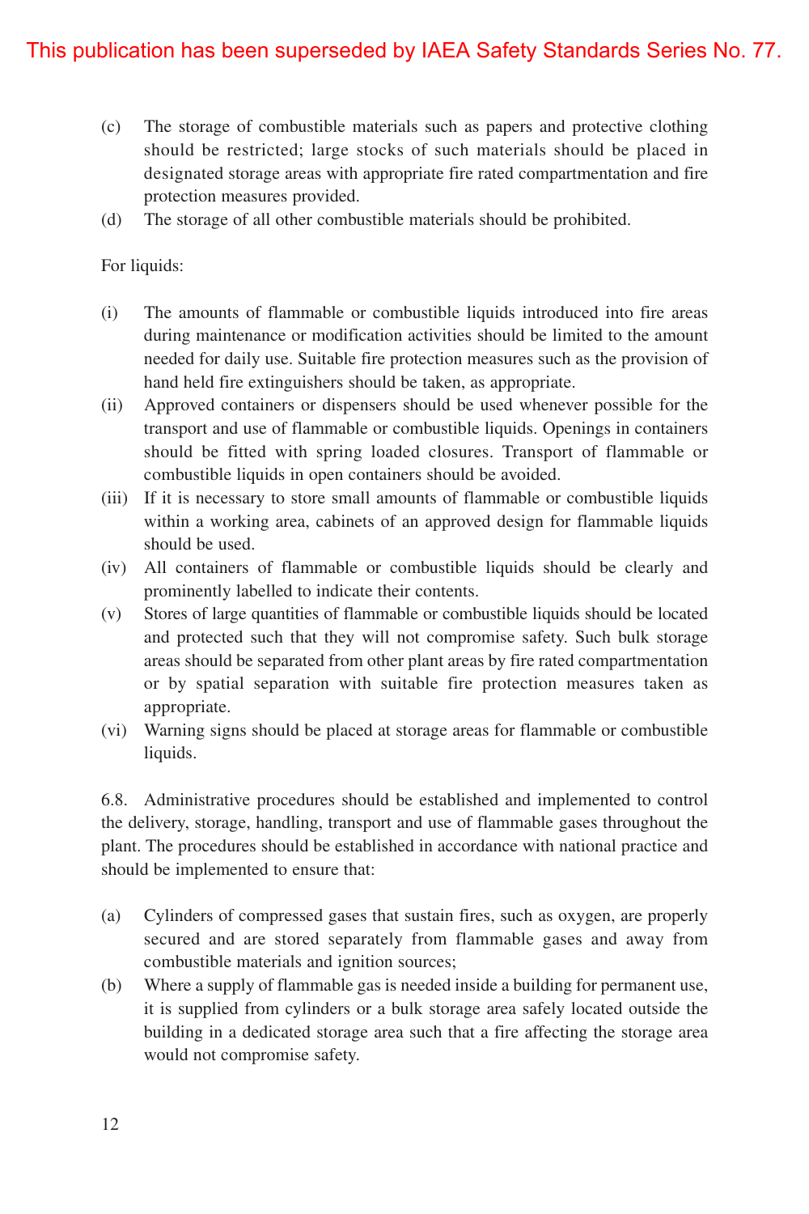This publication has been superseded by IAEA Safety Standards Series No. 77.

(c) The storage of combustible materials such as papers and protective clothing should be restricted; large stocks of such materials should be placed in designated storage areas with appropriate fire rated compartmentation and fire protection measures provided.

(d) The storage of all other combustible materials should be prohibited.

For liquids:

(i) The amounts of flammable or combustible liquids introduced into fire areas during maintenance or modification activities should be limited to the amount needed for daily use. Suitable fire protection measures such as the provision of hand held fire extinguishers should be taken, as appropriate.

(ii) Approved containers or dispensers should be used whenever possible for the transport and use of flammable or combustible liquids. Openings in containers should be fitted with spring loaded closures. Transport of flammable or combustible liquids in open containers should be avoided.

(iii) If it is necessary to store small amounts of flammable or combustible liquids within a working area, cabinets of an approved design for flammable liquids should be used.

(iv) All containers of flammable or combustible liquids should be clearly and prominently labelled to indicate their contents.

(v) Stores of large quantities of flammable or combustible liquids should be located and protected such that they will not compromise safety. Such bulk storage areas should be separated from other plant areas by fire rated compartmentation or by spatial separation with suitable fire protection measures taken as appropriate.

(vi) Warning signs should be placed at storage areas for flammable or combustible liquids.

6.8. Administrative procedures should be established and implemented to control the delivery, storage, handling, transport and use of flammable gases throughout the plant. The procedures should be established in accordance with national practice and should be implemented to ensure that:

(a) Cylinders of compressed gases that sustain fires, such as oxygen, are properly secured and are stored separately from flammable gases and away from combustible materials and ignition sources;

(b) Where a supply of flammable gas is needed inside a building for permanent use, it is supplied from cylinders or a bulk storage area safely located outside the building in a dedicated storage area such that a fire affecting the storage area would not compromise safety.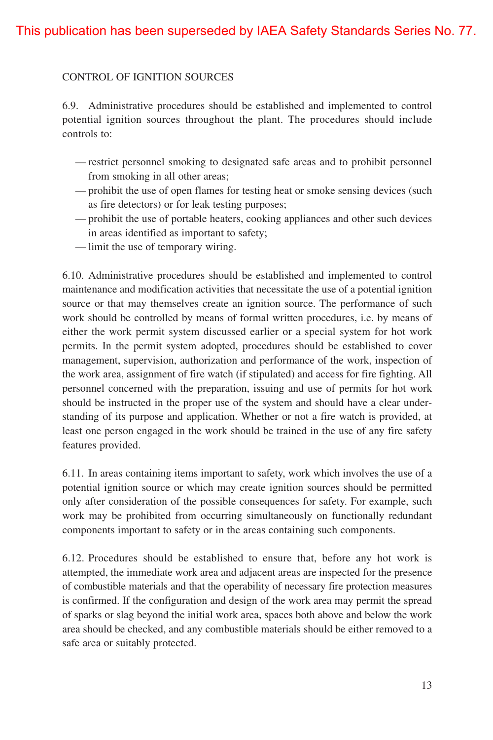This publication has been superseded by IAEA Safety Standards Series No. 77.

## CONTROL OF IGNITION SOURCES

6.9. Administrative procedures should be established and implemented to control potential ignition sources throughout the plant. The procedures should include controls to:

- restrict personnel smoking to designated safe areas and to prohibit personnel from smoking in all other areas;
- prohibit the use of open flames for testing heat or smoke sensing devices (such as fire detectors) or for leak testing purposes;
- prohibit the use of portable heaters, cooking appliances and other such devices in areas identified as important to safety;
- limit the use of temporary wiring.

6.10. Administrative procedures should be established and implemented to control maintenance and modification activities that necessitate the use of a potential ignition source or that may themselves create an ignition source. The performance of such work should be controlled by means of formal written procedures, i.e. by means of either the work permit system discussed earlier or a special system for hot work permits. In the permit system adopted, procedures should be established to cover management, supervision, authorization and performance of the work, inspection of the work area, assignment of fire watch (if stipulated) and access for fire fighting. All personnel concerned with the preparation, issuing and use of permits for hot work should be instructed in the proper use of the system and should have a clear understanding of its purpose and application. Whether or not a fire watch is provided, at least one person engaged in the work should be trained in the use of any fire safety features provided.

6.11. In areas containing items important to safety, work which involves the use of a potential ignition source or which may create ignition sources should be permitted only after consideration of the possible consequences for safety. For example, such work may be prohibited from occurring simultaneously on functionally redundant components important to safety or in the areas containing such components.

6.12. Procedures should be established to ensure that, before any hot work is attempted, the immediate work area and adjacent areas are inspected for the presence of combustible materials and that the operability of necessary fire protection measures is confirmed. If the configuration and design of the work area may permit the spread of sparks or slag beyond the initial work area, spaces both above and below the work area should be checked, and any combustible materials should be either removed to a safe area or suitably protected.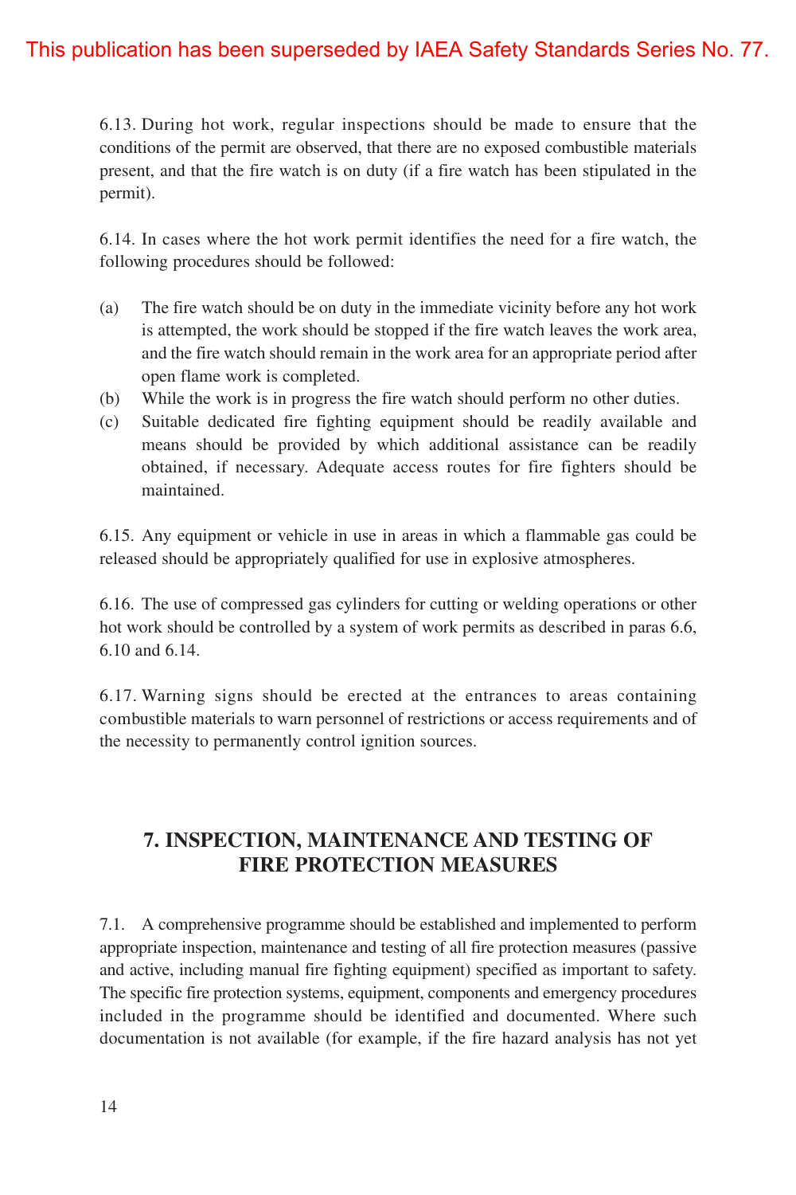This publication has been superseded by IAEA Safety Standards Series No. 77.

6.13. During hot work, regular inspections should be made to ensure that the conditions of the permit are observed, that there are no exposed combustible materials present, and that the fire watch is on duty (if a fire watch has been stipulated in the permit).

6.14. In cases where the hot work permit identifies the need for a fire watch, the following procedures should be followed:

(a) The fire watch should be on duty in the immediate vicinity before any hot work is attempted, the work should be stopped if the fire watch leaves the work area, and the fire watch should remain in the work area for an appropriate period after open flame work is completed.
(b) While the work is in progress the fire watch should perform no other duties.
(c) Suitable dedicated fire fighting equipment should be readily available and means should be provided by which additional assistance can be readily obtained, if necessary. Adequate access routes for fire fighters should be maintained.

6.15. Any equipment or vehicle in use in areas in which a flammable gas could be released should be appropriately qualified for use in explosive atmospheres.

6.16. The use of compressed gas cylinders for cutting or welding operations or other hot work should be controlled by a system of work permits as described in paras 6.6, 6.10 and 6.14.

6.17. Warning signs should be erected at the entrances to areas containing combustible materials to warn personnel of restrictions or access requirements and of the necessity to permanently control ignition sources.

## 7. INSPECTION, MAINTENANCE AND TESTING OF FIRE PROTECTION MEASURES

7.1. A comprehensive programme should be established and implemented to perform appropriate inspection, maintenance and testing of all fire protection measures (passive and active, including manual fire fighting equipment) specified as important to safety. The specific fire protection systems, equipment, components and emergency procedures included in the programme should be identified and documented. Where such documentation is not available (for example, if the fire hazard analysis has not yet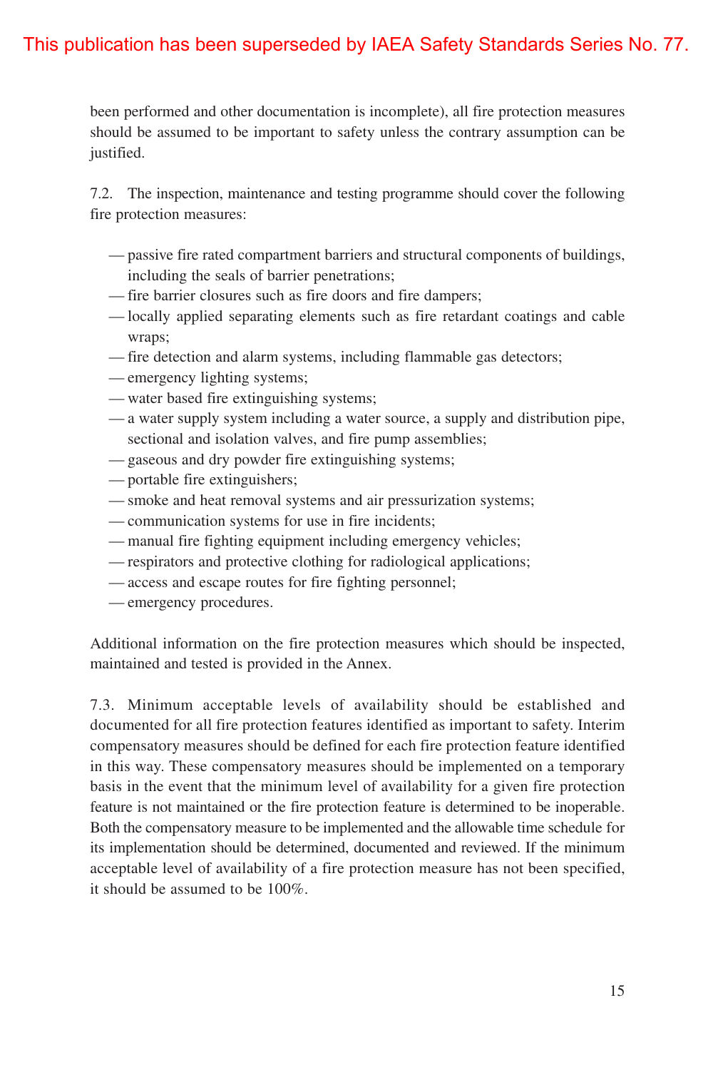This publication has been superseded by IAEA Safety Standards Series No. 77.

been performed and other documentation is incomplete), all fire protection measures should be assumed to be important to safety unless the contrary assumption can be justified.

7.2. The inspection, maintenance and testing programme should cover the following fire protection measures:

- passive fire rated compartment barriers and structural components of buildings, including the seals of barrier penetrations;
- fire barrier closures such as fire doors and fire dampers;
- locally applied separating elements such as fire retardant coatings and cable wraps;
- fire detection and alarm systems, including flammable gas detectors;
- emergency lighting systems;
- water based fire extinguishing systems;
- a water supply system including a water source, a supply and distribution pipe, sectional and isolation valves, and fire pump assemblies;
- gaseous and dry powder fire extinguishing systems;
- portable fire extinguishers;
- smoke and heat removal systems and air pressurization systems;
- communication systems for use in fire incidents;
- manual fire fighting equipment including emergency vehicles;
- respirators and protective clothing for radiological applications;
- access and escape routes for fire fighting personnel;
- emergency procedures.

Additional information on the fire protection measures which should be inspected, maintained and tested is provided in the Annex.

7.3. Minimum acceptable levels of availability should be established and documented for all fire protection features identified as important to safety. Interim compensatory measures should be defined for each fire protection feature identified in this way. These compensatory measures should be implemented on a temporary basis in the event that the minimum level of availability for a given fire protection feature is not maintained or the fire protection feature is determined to be inoperable. Both the compensatory measure to be implemented and the allowable time schedule for its implementation should be determined, documented and reviewed. If the minimum acceptable level of availability of a fire protection measure has not been specified, it should be assumed to be 100%.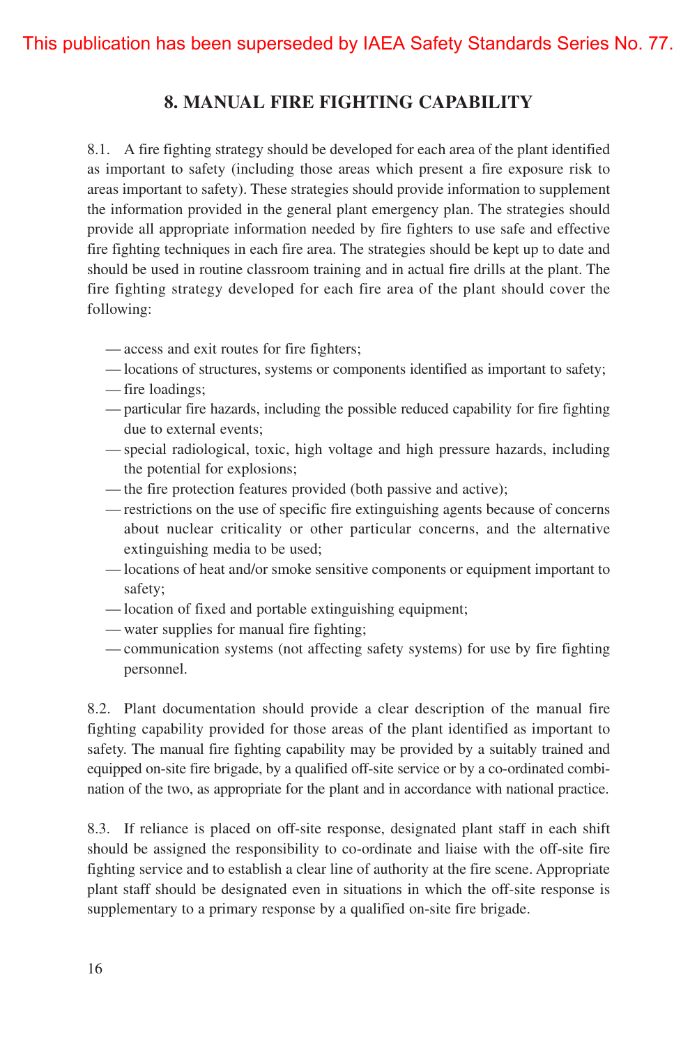This publication has been superseded by IAEA Safety Standards Series No. 77.

## 8. MANUAL FIRE FIGHTING CAPABILITY

8.1. A fire fighting strategy should be developed for each area of the plant identified as important to safety (including those areas which present a fire exposure risk to areas important to safety). These strategies should provide information to supplement the information provided in the general plant emergency plan. The strategies should provide all appropriate information needed by fire fighters to use safe and effective fire fighting techniques in each fire area. The strategies should be kept up to date and should be used in routine classroom training and in actual fire drills at the plant. The fire fighting strategy developed for each fire area of the plant should cover the following:

- access and exit routes for fire fighters;
- locations of structures, systems or components identified as important to safety;
- fire loadings;
- particular fire hazards, including the possible reduced capability for fire fighting due to external events;
- special radiological, toxic, high voltage and high pressure hazards, including the potential for explosions;
- the fire protection features provided (both passive and active);
- restrictions on the use of specific fire extinguishing agents because of concerns about nuclear criticality or other particular concerns, and the alternative extinguishing media to be used;
- locations of heat and/or smoke sensitive components or equipment important to safety;
- location of fixed and portable extinguishing equipment;
- water supplies for manual fire fighting;
- communication systems (not affecting safety systems) for use by fire fighting personnel.

8.2. Plant documentation should provide a clear description of the manual fire fighting capability provided for those areas of the plant identified as important to safety. The manual fire fighting capability may be provided by a suitably trained and equipped on-site fire brigade, by a qualified off-site service or by a co-ordinated combination of the two, as appropriate for the plant and in accordance with national practice.

8.3. If reliance is placed on off-site response, designated plant staff in each shift should be assigned the responsibility to co-ordinate and liaise with the off-site fire fighting service and to establish a clear line of authority at the fire scene. Appropriate plant staff should be designated even in situations in which the off-site response is supplementary to a primary response by a qualified on-site fire brigade.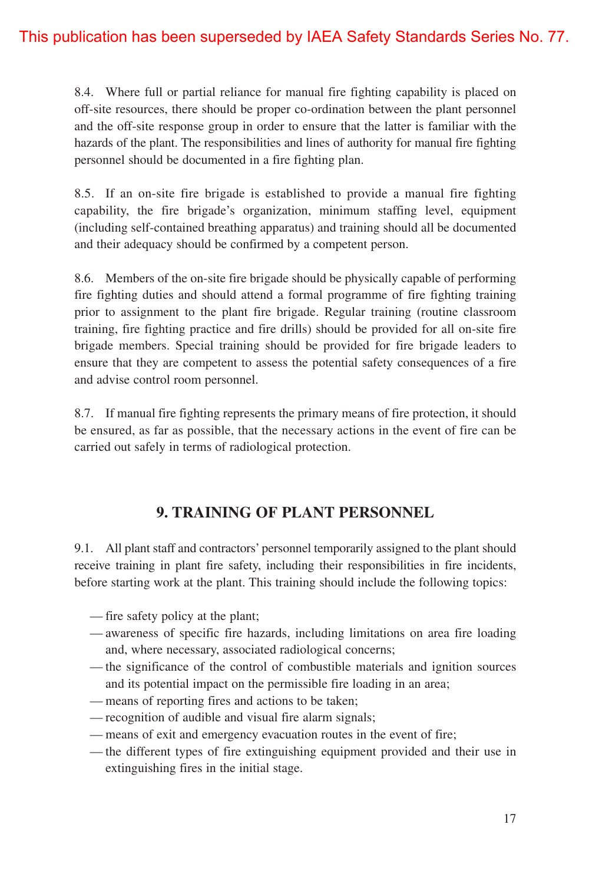This publication has been superseded by IAEA Safety Standards Series No. 77.

8.4. Where full or partial reliance for manual fire fighting capability is placed on off-site resources, there should be proper co-ordination between the plant personnel and the off-site response group in order to ensure that the latter is familiar with the hazards of the plant. The responsibilities and lines of authority for manual fire fighting personnel should be documented in a fire fighting plan.

8.5. If an on-site fire brigade is established to provide a manual fire fighting capability, the fire brigade's organization, minimum staffing level, equipment (including self-contained breathing apparatus) and training should all be documented and their adequacy should be confirmed by a competent person.

8.6. Members of the on-site fire brigade should be physically capable of performing fire fighting duties and should attend a formal programme of fire fighting training prior to assignment to the plant fire brigade. Regular training (routine classroom training, fire fighting practice and fire drills) should be provided for all on-site fire brigade members. Special training should be provided for fire brigade leaders to ensure that they are competent to assess the potential safety consequences of a fire and advise control room personnel.

8.7. If manual fire fighting represents the primary means of fire protection, it should be ensured, as far as possible, that the necessary actions in the event of fire can be carried out safely in terms of radiological protection.

## 9. TRAINING OF PLANT PERSONNEL

9.1. All plant staff and contractors' personnel temporarily assigned to the plant should receive training in plant fire safety, including their responsibilities in fire incidents, before starting work at the plant. This training should include the following topics:

- fire safety policy at the plant;
- awareness of specific fire hazards, including limitations on area fire loading and, where necessary, associated radiological concerns;
- the significance of the control of combustible materials and ignition sources and its potential impact on the permissible fire loading in an area;
- means of reporting fires and actions to be taken;
- recognition of audible and visual fire alarm signals;
- means of exit and emergency evacuation routes in the event of fire;
- the different types of fire extinguishing equipment provided and their use in extinguishing fires in the initial stage.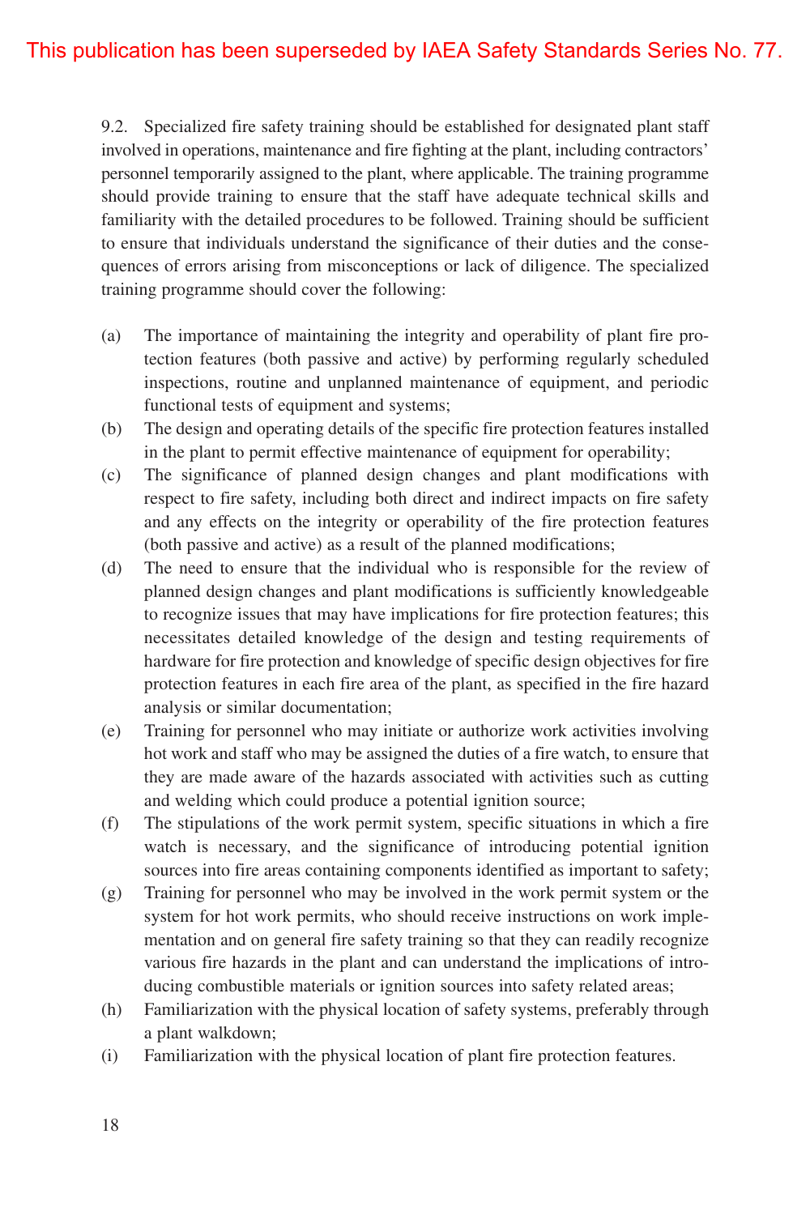This publication has been superseded by IAEA Safety Standards Series No. 77.

9.2. Specialized fire safety training should be established for designated plant staff involved in operations, maintenance and fire fighting at the plant, including contractors' personnel temporarily assigned to the plant, where applicable. The training programme should provide training to ensure that the staff have adequate technical skills and familiarity with the detailed procedures to be followed. Training should be sufficient to ensure that individuals understand the significance of their duties and the consequences of errors arising from misconceptions or lack of diligence. The specialized training programme should cover the following:

(a) The importance of maintaining the integrity and operability of plant fire protection features (both passive and active) by performing regularly scheduled inspections, routine and unplanned maintenance of equipment, and periodic functional tests of equipment and systems;
(b) The design and operating details of the specific fire protection features installed in the plant to permit effective maintenance of equipment for operability;
(c) The significance of planned design changes and plant modifications with respect to fire safety, including both direct and indirect impacts on fire safety and any effects on the integrity or operability of the fire protection features (both passive and active) as a result of the planned modifications;
(d) The need to ensure that the individual who is responsible for the review of planned design changes and plant modifications is sufficiently knowledgeable to recognize issues that may have implications for fire protection features; this necessitates detailed knowledge of the design and testing requirements of hardware for fire protection and knowledge of specific design objectives for fire protection features in each fire area of the plant, as specified in the fire hazard analysis or similar documentation;
(e) Training for personnel who may initiate or authorize work activities involving hot work and staff who may be assigned the duties of a fire watch, to ensure that they are made aware of the hazards associated with activities such as cutting and welding which could produce a potential ignition source;
(f) The stipulations of the work permit system, specific situations in which a fire watch is necessary, and the significance of introducing potential ignition sources into fire areas containing components identified as important to safety;
(g) Training for personnel who may be involved in the work permit system or the system for hot work permits, who should receive instructions on work implementation and on general fire safety training so that they can readily recognize various fire hazards in the plant and can understand the implications of introducing combustible materials or ignition sources into safety related areas;
(h) Familiarization with the physical location of safety systems, preferably through a plant walkdown;
(i) Familiarization with the physical location of plant fire protection features.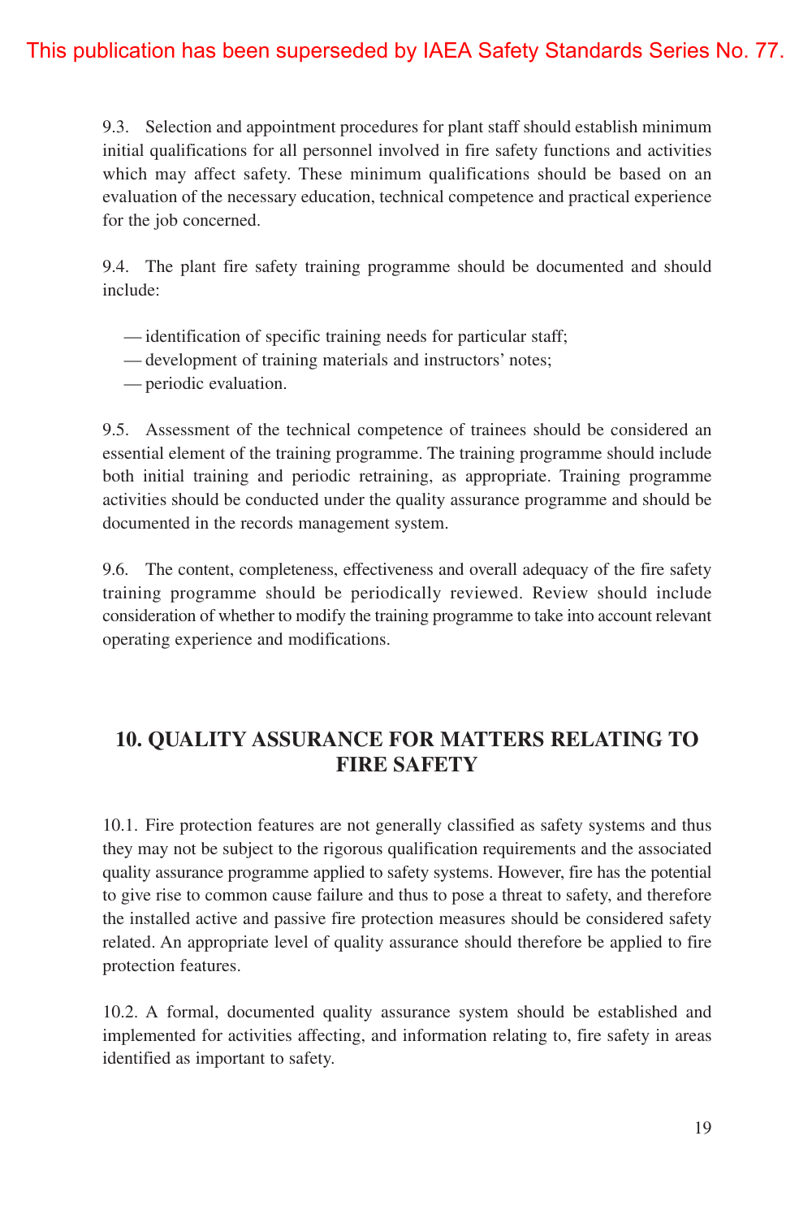This publication has been superseded by IAEA Safety Standards Series No. 77.

9.3. Selection and appointment procedures for plant staff should establish minimum initial qualifications for all personnel involved in fire safety functions and activities which may affect safety. These minimum qualifications should be based on an evaluation of the necessary education, technical competence and practical experience for the job concerned.

9.4. The plant fire safety training programme should be documented and should include:

- identification of specific training needs for particular staff;
- development of training materials and instructors' notes;
- periodic evaluation.

9.5. Assessment of the technical competence of trainees should be considered an essential element of the training programme. The training programme should include both initial training and periodic retraining, as appropriate. Training programme activities should be conducted under the quality assurance programme and should be documented in the records management system.

9.6. The content, completeness, effectiveness and overall adequacy of the fire safety training programme should be periodically reviewed. Review should include consideration of whether to modify the training programme to take into account relevant operating experience and modifications.

## 10. QUALITY ASSURANCE FOR MATTERS RELATING TO FIRE SAFETY

10.1. Fire protection features are not generally classified as safety systems and thus they may not be subject to the rigorous qualification requirements and the associated quality assurance programme applied to safety systems. However, fire has the potential to give rise to common cause failure and thus to pose a threat to safety, and therefore the installed active and passive fire protection measures should be considered safety related. An appropriate level of quality assurance should therefore be applied to fire protection features.

10.2. A formal, documented quality assurance system should be established and implemented for activities affecting, and information relating to, fire safety in areas identified as important to safety.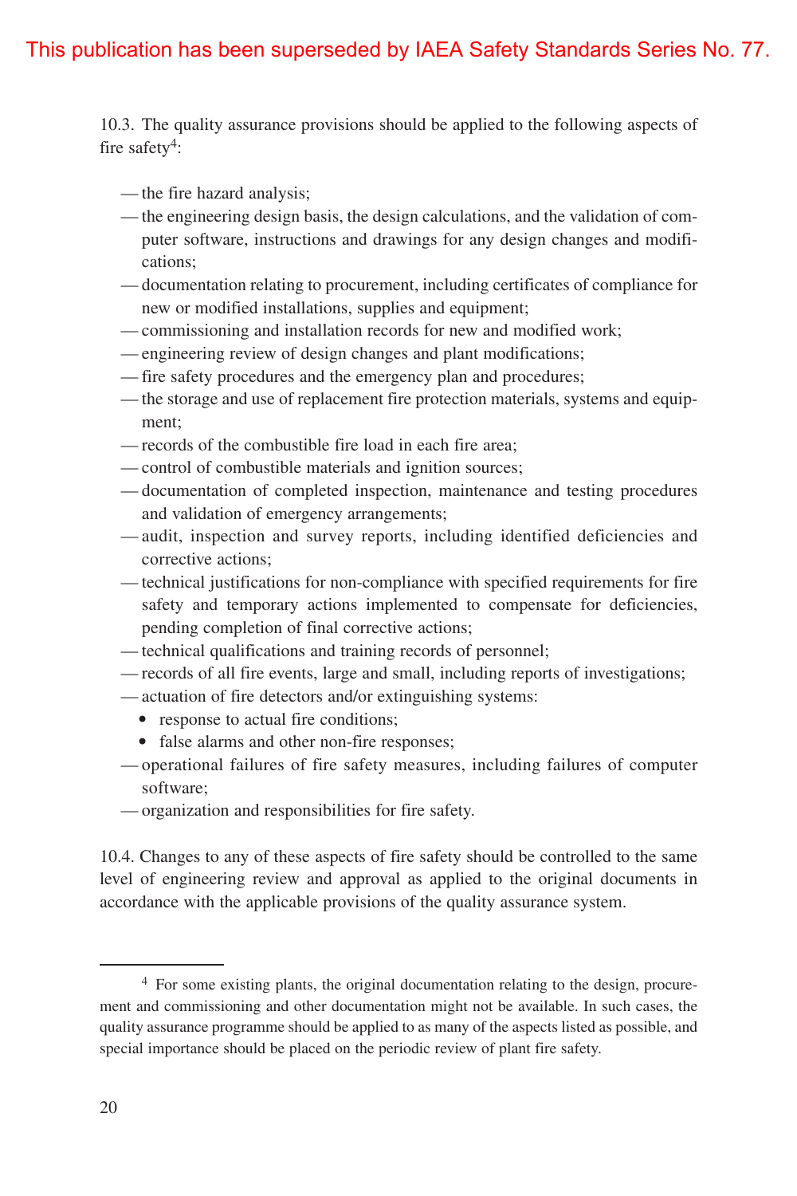This publication has been superseded by IAEA Safety Standards Series No. 77.

10.3. The quality assurance provisions should be applied to the following aspects of fire safety[4]:

- the fire hazard analysis;
- the engineering design basis, the design calculations, and the validation of computer software, instructions and drawings for any design changes and modifications;
- documentation relating to procurement, including certificates of compliance for new or modified installations, supplies and equipment;
- commissioning and installation records for new and modified work;
- engineering review of design changes and plant modifications;
- fire safety procedures and the emergency plan and procedures;
- the storage and use of replacement fire protection materials, systems and equipment;
- records of the combustible fire load in each fire area;
- control of combustible materials and ignition sources;
- documentation of completed inspection, maintenance and testing procedures and validation of emergency arrangements;
- audit, inspection and survey reports, including identified deficiencies and corrective actions;
- technical justifications for non-compliance with specified requirements for fire safety and temporary actions implemented to compensate for deficiencies, pending completion of final corrective actions;
- technical qualifications and training records of personnel;
- records of all fire events, large and small, including reports of investigations;
- actuation of fire detectors and/or extinguishing systems:
  - response to actual fire conditions;
  - false alarms and other non-fire responses;
- operational failures of fire safety measures, including failures of computer software;
- organization and responsibilities for fire safety.

10.4. Changes to any of these aspects of fire safety should be controlled to the same level of engineering review and approval as applied to the original documents in accordance with the applicable provisions of the quality assurance system.

---

[4] For some existing plants, the original documentation relating to the design, procurement and commissioning and other documentation might not be available. In such cases, the quality assurance programme should be applied to as many of the aspects listed as possible, and special importance should be placed on the periodic review of plant fire safety.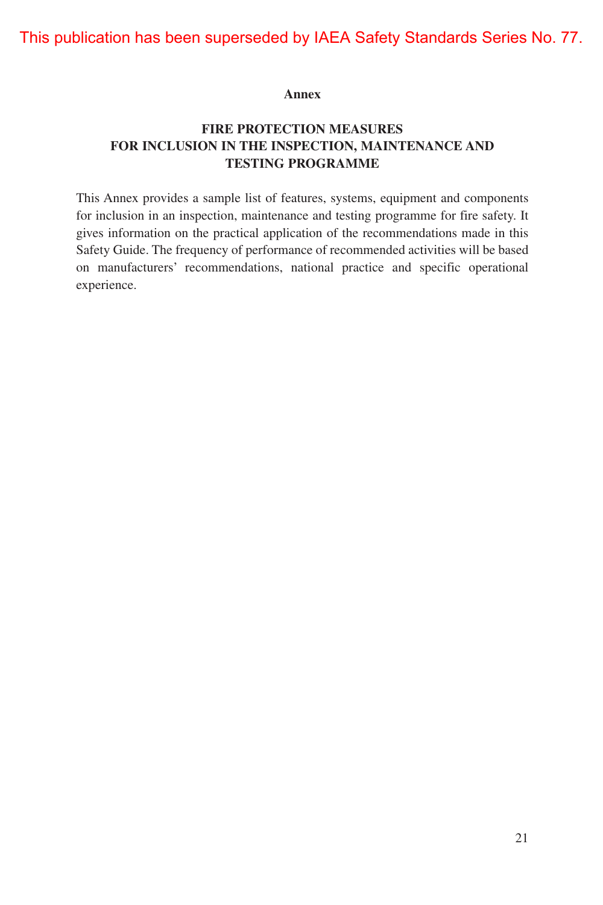This publication has been superseded by IAEA Safety Standards Series No. 77.

# Annex

## FIRE PROTECTION MEASURES FOR INCLUSION IN THE INSPECTION, MAINTENANCE AND TESTING PROGRAMME

This Annex provides a sample list of features, systems, equipment and components for inclusion in an inspection, maintenance and testing programme for fire safety. It gives information on the practical application of the recommendations made in this Safety Guide. The frequency of performance of recommended activities will be based on manufacturers' recommendations, national practice and specific operational experience.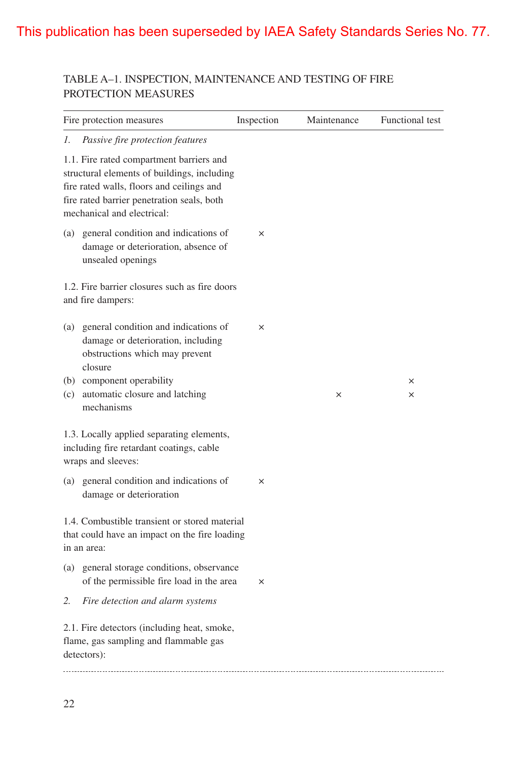This publication has been superseded by IAEA Safety Standards Series No. 77.

TABLE A–1. INSPECTION, MAINTENANCE AND TESTING OF FIRE PROTECTION MEASURES

| Fire protection measures | Inspection | Maintenance | Functional test |
|---|---|---|---|
| *1. Passive fire protection features* | | | |
| 1.1. Fire rated compartment barriers and structural elements of buildings, including fire rated walls, floors and ceilings and fire rated barrier penetration seals, both mechanical and electrical: | | | |
| (a) general condition and indications of damage or deterioration, absence of unsealed openings | × | | |
| 1.2. Fire barrier closures such as fire doors and fire dampers: | | | |
| (a) general condition and indications of damage or deterioration, including obstructions which may prevent closure | × | | |
| (b) component operability | | | × |
| (c) automatic closure and latching mechanisms | | × | × |
| 1.3. Locally applied separating elements, including fire retardant coatings, cable wraps and sleeves: | | | |
| (a) general condition and indications of damage or deterioration | × | | |
| 1.4. Combustible transient or stored material that could have an impact on the fire loading in an area: | | | |
| (a) general storage conditions, observance of the permissible fire load in the area | × | | |
| *2. Fire detection and alarm systems* | | | |
| 2.1. Fire detectors (including heat, smoke, flame, gas sampling and flammable gas detectors): | | | |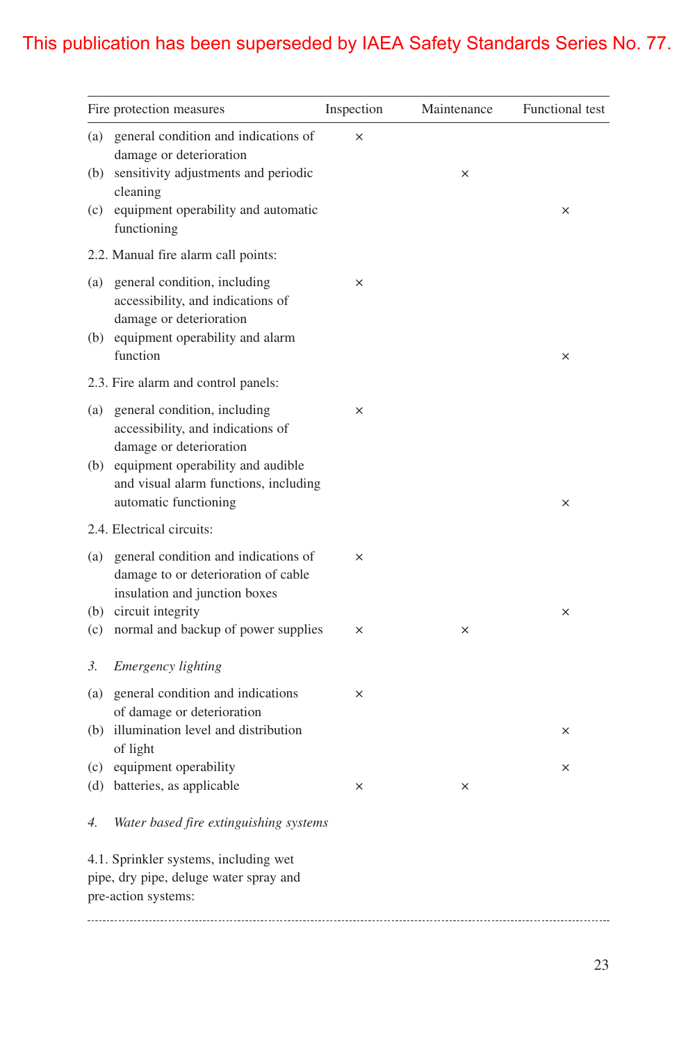This publication has been superseded by IAEA Safety Standards Series No. 77.

| Fire protection measures | Inspection | Maintenance | Functional test |
|---|---|---|---|
| (a) general condition and indications of damage or deterioration | × | | |
| (b) sensitivity adjustments and periodic cleaning | | × | |
| (c) equipment operability and automatic functioning | | | × |
| 2.2. Manual fire alarm call points: | | | |
| (a) general condition, including accessibility, and indications of damage or deterioration | × | | |
| (b) equipment operability and alarm function | | | × |
| 2.3. Fire alarm and control panels: | | | |
| (a) general condition, including accessibility, and indications of damage or deterioration | × | | |
| (b) equipment operability and audible and visual alarm functions, including automatic functioning | | | × |
| 2.4. Electrical circuits: | | | |
| (a) general condition and indications of damage to or deterioration of cable insulation and junction boxes | × | | |
| (b) circuit integrity | | | × |
| (c) normal and backup of power supplies | × | × | |
| *3. Emergency lighting* | | | |
| (a) general condition and indications of damage or deterioration | × | | |
| (b) illumination level and distribution of light | | | × |
| (c) equipment operability | | | × |
| (d) batteries, as applicable | × | × | |
| *4. Water based fire extinguishing systems* | | | |
| 4.1. Sprinkler systems, including wet pipe, dry pipe, deluge water spray and pre-action systems: | | | |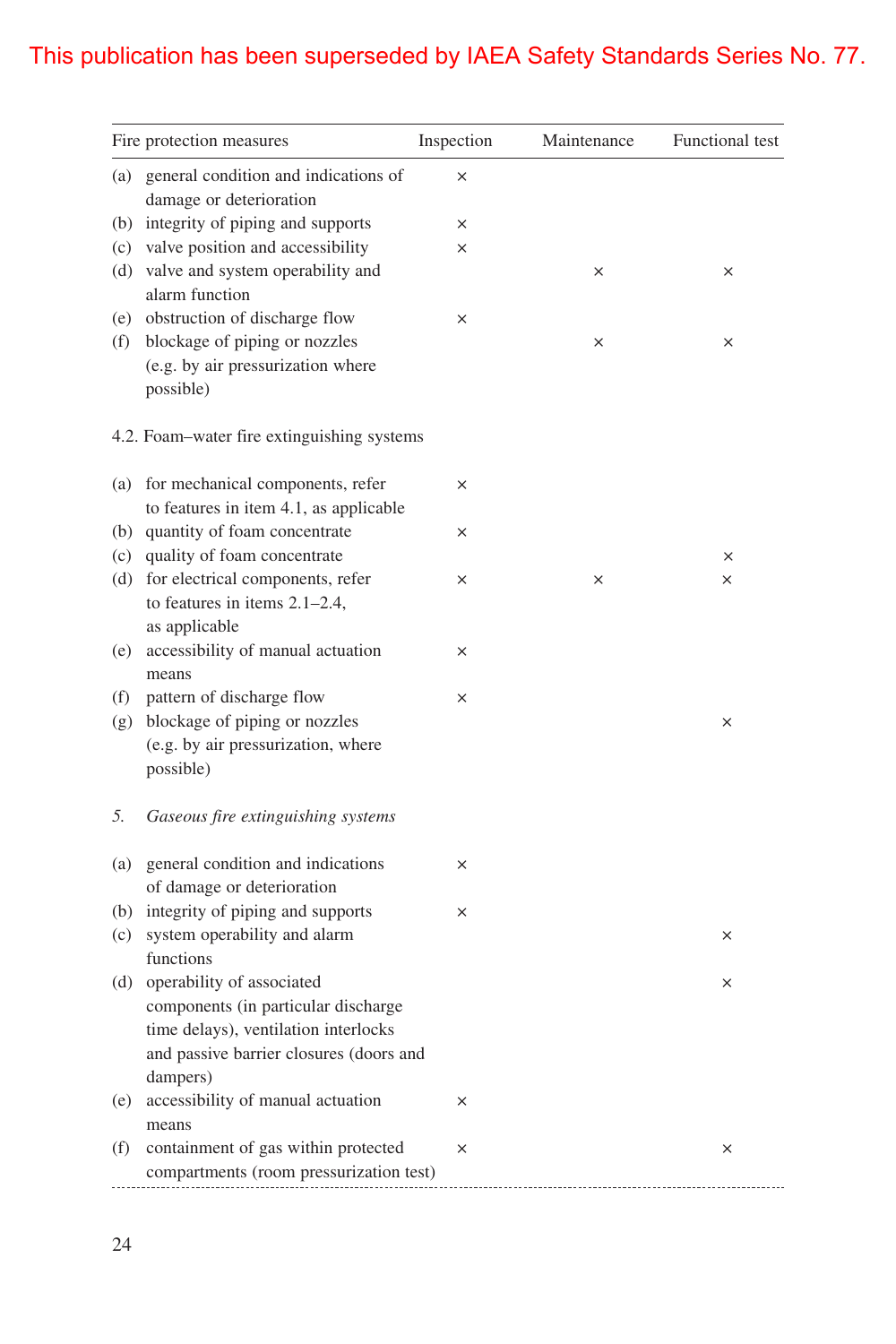This publication has been superseded by IAEA Safety Standards Series No. 77.

| Fire protection measures | Inspection | Maintenance | Functional test |
|---|---|---|---|
| (a) general condition and indications of damage or deterioration | × | | |
| (b) integrity of piping and supports | × | | |
| (c) valve position and accessibility | × | | |
| (d) valve and system operability and alarm function | | × | × |
| (e) obstruction of discharge flow | × | | |
| (f) blockage of piping or nozzles (e.g. by air pressurization where possible) | | × | × |
| 4.2. Foam–water fire extinguishing systems | | | |
| (a) for mechanical components, refer to features in item 4.1, as applicable | × | | |
| (b) quantity of foam concentrate | × | | |
| (c) quality of foam concentrate | | | × |
| (d) for electrical components, refer to features in items 2.1–2.4, as applicable | × | × | × |
| (e) accessibility of manual actuation means | × | | |
| (f) pattern of discharge flow | × | | |
| (g) blockage of piping or nozzles (e.g. by air pressurization, where possible) | | | × |
| *5. Gaseous fire extinguishing systems* | | | |
| (a) general condition and indications of damage or deterioration | × | | |
| (b) integrity of piping and supports | × | | |
| (c) system operability and alarm functions | | | × |
| (d) operability of associated components (in particular discharge time delays), ventilation interlocks and passive barrier closures (doors and dampers) | | | × |
| (e) accessibility of manual actuation means | × | | |
| (f) containment of gas within protected compartments (room pressurization test) | × | | × |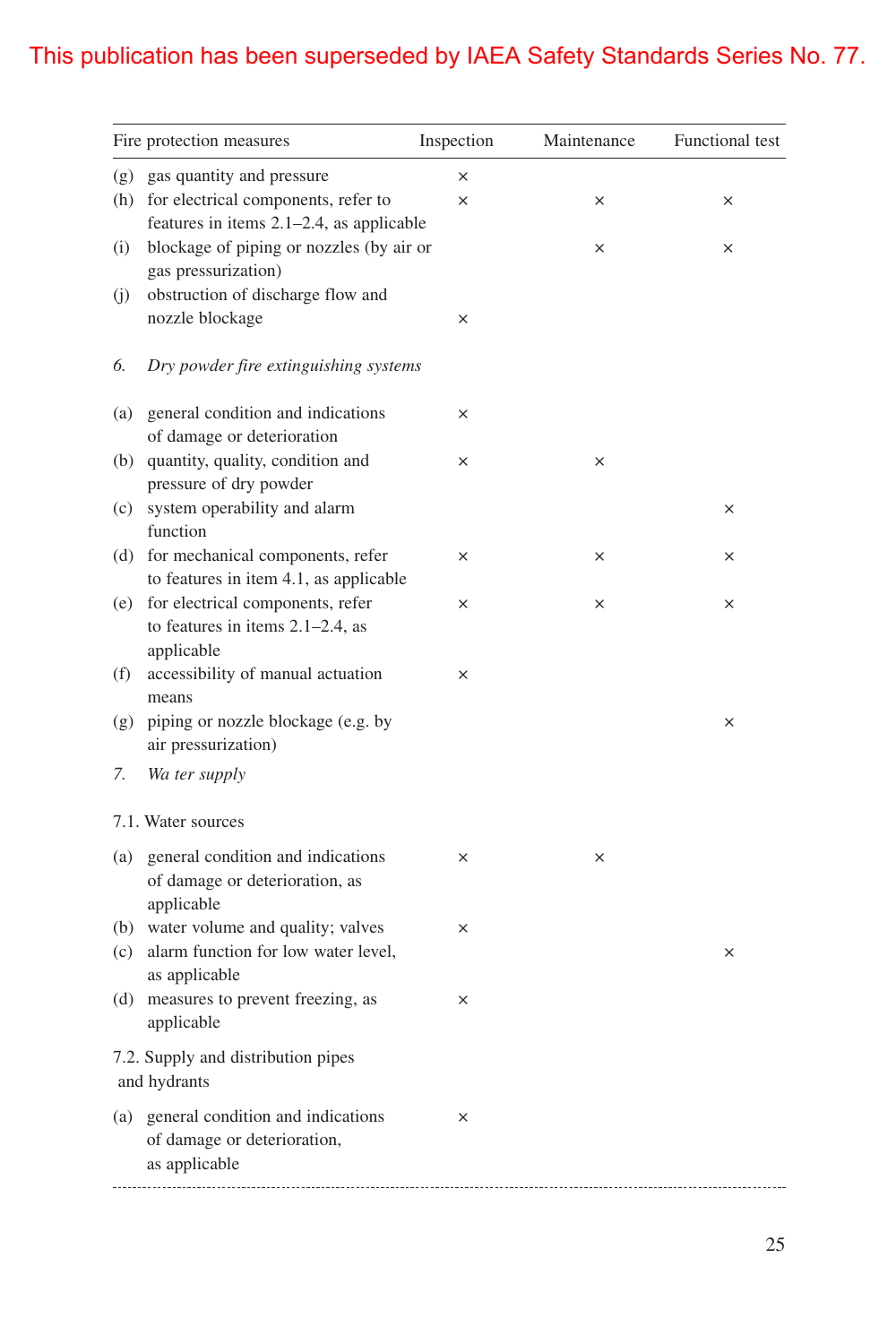This publication has been superseded by IAEA Safety Standards Series No. 77.

| Fire protection measures | Inspection | Maintenance | Functional test |
|---|---|---|---|
| (g) gas quantity and pressure | × | | |
| (h) for electrical components, refer to features in items 2.1–2.4, as applicable | × | × | × |
| (i) blockage of piping or nozzles (by air or gas pressurization) | | × | × |
| (j) obstruction of discharge flow and nozzle blockage | × | | |
| *6. Dry powder fire extinguishing systems* | | | |
| (a) general condition and indications of damage or deterioration | × | | |
| (b) quantity, quality, condition and pressure of dry powder | × | × | |
| (c) system operability and alarm function | | | × |
| (d) for mechanical components, refer to features in item 4.1, as applicable | × | × | × |
| (e) for electrical components, refer to features in items 2.1–2.4, as applicable | × | × | × |
| (f) accessibility of manual actuation means | × | | |
| (g) piping or nozzle blockage (e.g. by air pressurization) | | | × |
| *7. Water supply* | | | |
| 7.1. Water sources | | | |
| (a) general condition and indications of damage or deterioration, as applicable | × | × | |
| (b) water volume and quality; valves | × | | |
| (c) alarm function for low water level, as applicable | | | × |
| (d) measures to prevent freezing, as applicable | × | | |
| 7.2. Supply and distribution pipes and hydrants | | | |
| (a) general condition and indications of damage or deterioration, as applicable | × | | |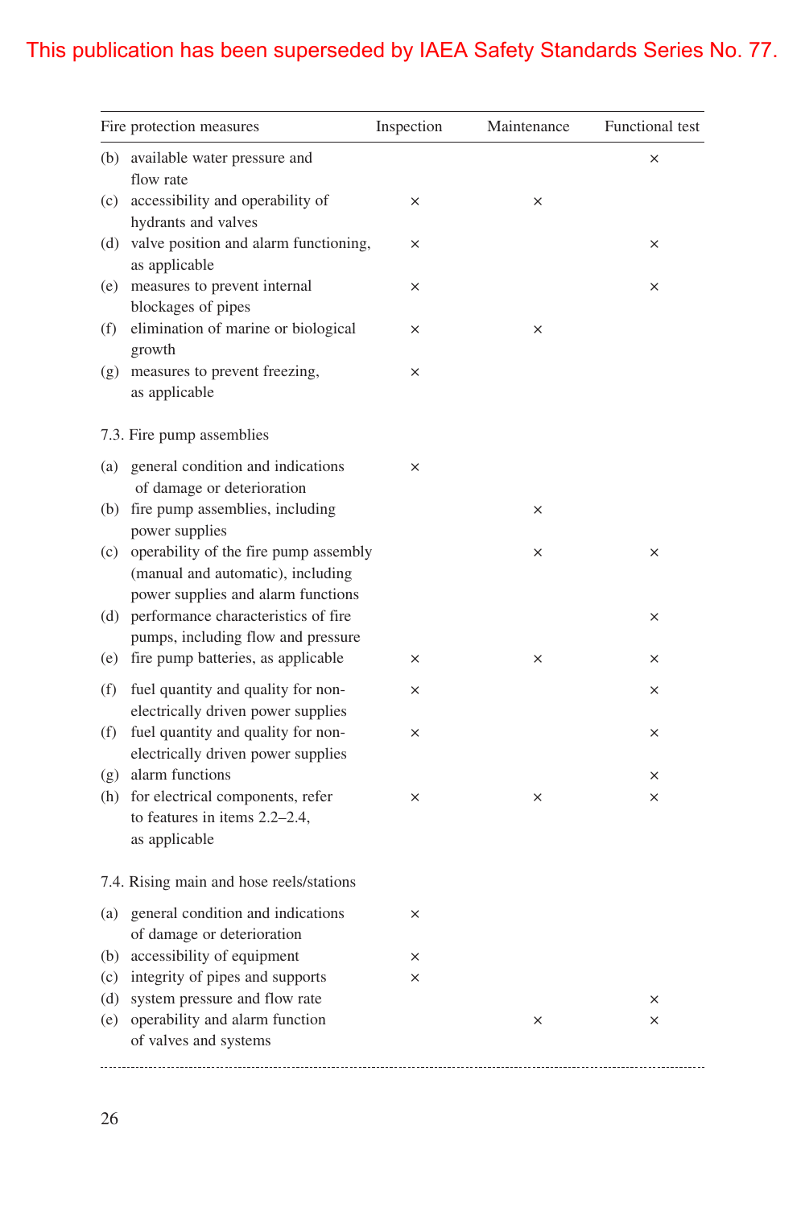This publication has been superseded by IAEA Safety Standards Series No. 77.

| Fire protection measures | Inspection | Maintenance | Functional test |
|---|---|---|---|
| (b) available water pressure and flow rate | | | × |
| (c) accessibility and operability of hydrants and valves | × | × | |
| (d) valve position and alarm functioning, as applicable | × | | × |
| (e) measures to prevent internal blockages of pipes | × | | × |
| (f) elimination of marine or biological growth | × | × | |
| (g) measures to prevent freezing, as applicable | × | | |
| 7.3. Fire pump assemblies | | | |
| (a) general condition and indications of damage or deterioration | × | | |
| (b) fire pump assemblies, including power supplies | | × | |
| (c) operability of the fire pump assembly (manual and automatic), including power supplies and alarm functions | | × | × |
| (d) performance characteristics of fire pumps, including flow and pressure | | | × |
| (e) fire pump batteries, as applicable | × | × | × |
| (f) fuel quantity and quality for non-electrically driven power supplies | × | | × |
| (f) fuel quantity and quality for non-electrically driven power supplies | × | | × |
| (g) alarm functions | | | × |
| (h) for electrical components, refer to features in items 2.2–2.4, as applicable | × | × | × |
| 7.4. Rising main and hose reels/stations | | | |
| (a) general condition and indications of damage or deterioration | × | | |
| (b) accessibility of equipment | × | | |
| (c) integrity of pipes and supports | × | | |
| (d) system pressure and flow rate | | | × |
| (e) operability and alarm function of valves and systems | | × | × |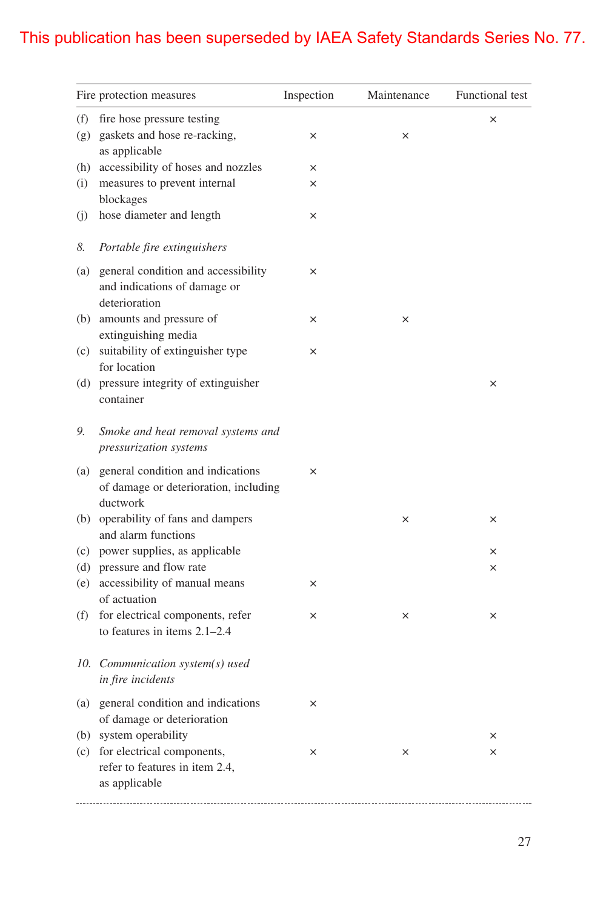This publication has been superseded by IAEA Safety Standards Series No. 77.

| Fire protection measures | Inspection | Maintenance | Functional test |
|---|---|---|---|
| (f) fire hose pressure testing | | | × |
| (g) gaskets and hose re-racking, as applicable | × | × | |
| (h) accessibility of hoses and nozzles | × | | |
| (i) measures to prevent internal blockages | × | | |
| (j) hose diameter and length | × | | |
| *8. Portable fire extinguishers* | | | |
| (a) general condition and accessibility and indications of damage or deterioration | × | | |
| (b) amounts and pressure of extinguishing media | × | × | |
| (c) suitability of extinguisher type for location | × | | |
| (d) pressure integrity of extinguisher container | | | × |
| *9. Smoke and heat removal systems and pressurization systems* | | | |
| (a) general condition and indications of damage or deterioration, including ductwork | × | | |
| (b) operability of fans and dampers and alarm functions | | × | × |
| (c) power supplies, as applicable | | | × |
| (d) pressure and flow rate | | | × |
| (e) accessibility of manual means of actuation | × | | |
| (f) for electrical components, refer to features in items 2.1–2.4 | × | × | × |
| *10. Communication system(s) used in fire incidents* | | | |
| (a) general condition and indications of damage or deterioration | × | | |
| (b) system operability | | | × |
| (c) for electrical components, refer to features in item 2.4, as applicable | × | × | × |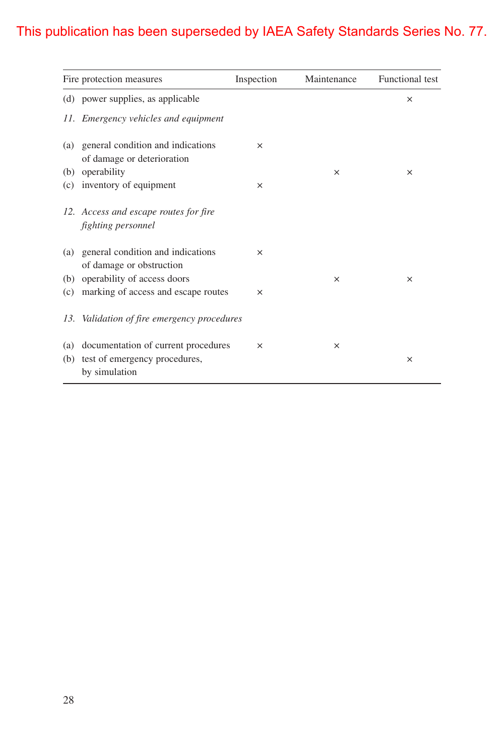This publication has been superseded by IAEA Safety Standards Series No. 77.

| Fire protection measures | Inspection | Maintenance | Functional test |
|---|---|---|---|
| (d) power supplies, as applicable | | | × |
| *11. Emergency vehicles and equipment* | | | |
| (a) general condition and indications of damage or deterioration | × | | |
| (b) operability | | × | × |
| (c) inventory of equipment | × | | |
| *12. Access and escape routes for fire fighting personnel* | | | |
| (a) general condition and indications of damage or obstruction | × | | |
| (b) operability of access doors | | × | × |
| (c) marking of access and escape routes | × | | |
| *13. Validation of fire emergency procedures* | | | |
| (a) documentation of current procedures | × | × | |
| (b) test of emergency procedures, by simulation | | | × |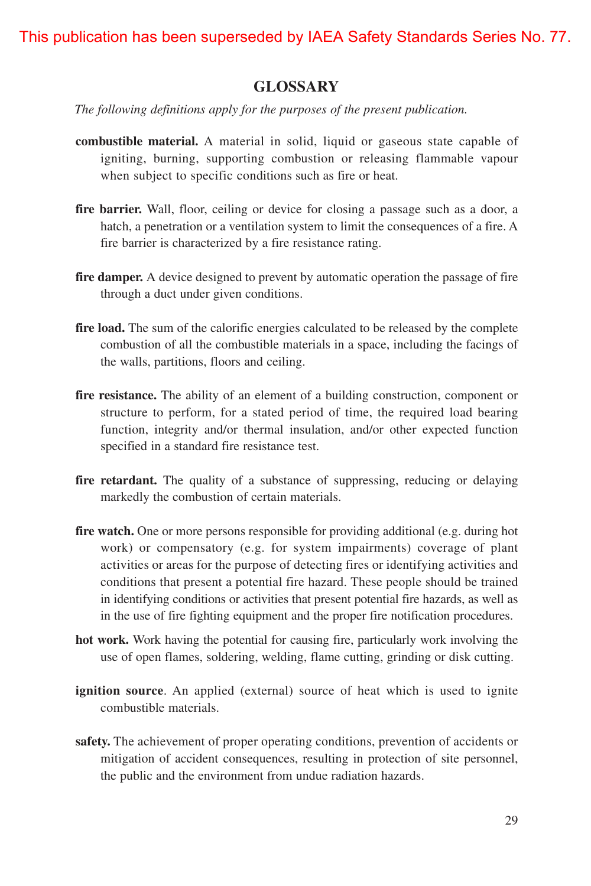This publication has been superseded by IAEA Safety Standards Series No. 77.

## GLOSSARY

*The following definitions apply for the purposes of the present publication.*

**combustible material.** A material in solid, liquid or gaseous state capable of igniting, burning, supporting combustion or releasing flammable vapour when subject to specific conditions such as fire or heat.

**fire barrier.** Wall, floor, ceiling or device for closing a passage such as a door, a hatch, a penetration or a ventilation system to limit the consequences of a fire. A fire barrier is characterized by a fire resistance rating.

**fire damper.** A device designed to prevent by automatic operation the passage of fire through a duct under given conditions.

**fire load.** The sum of the calorific energies calculated to be released by the complete combustion of all the combustible materials in a space, including the facings of the walls, partitions, floors and ceiling.

**fire resistance.** The ability of an element of a building construction, component or structure to perform, for a stated period of time, the required load bearing function, integrity and/or thermal insulation, and/or other expected function specified in a standard fire resistance test.

**fire retardant.** The quality of a substance of suppressing, reducing or delaying markedly the combustion of certain materials.

**fire watch.** One or more persons responsible for providing additional (e.g. during hot work) or compensatory (e.g. for system impairments) coverage of plant activities or areas for the purpose of detecting fires or identifying activities and conditions that present a potential fire hazard. These people should be trained in identifying conditions or activities that present potential fire hazards, as well as in the use of fire fighting equipment and the proper fire notification procedures.

**hot work.** Work having the potential for causing fire, particularly work involving the use of open flames, soldering, welding, flame cutting, grinding or disk cutting.

**ignition source**. An applied (external) source of heat which is used to ignite combustible materials.

**safety.** The achievement of proper operating conditions, prevention of accidents or mitigation of accident consequences, resulting in protection of site personnel, the public and the environment from undue radiation hazards.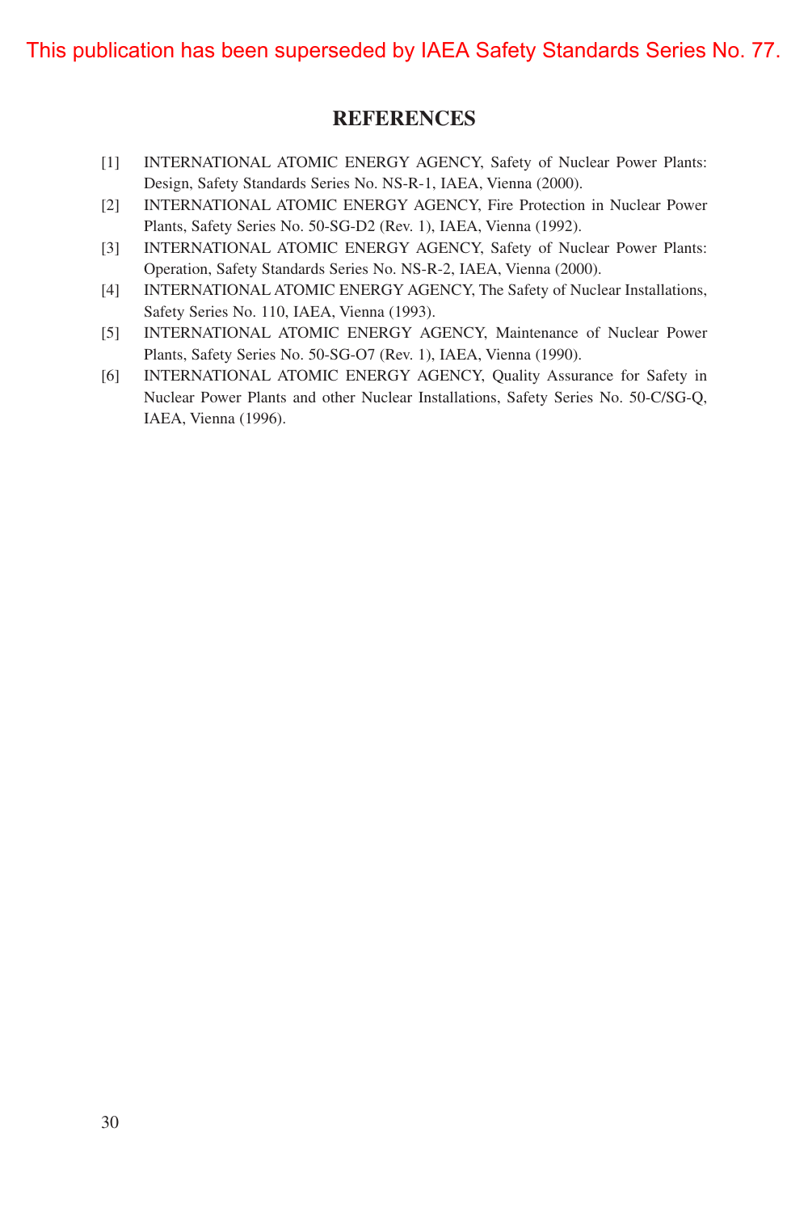This publication has been superseded by IAEA Safety Standards Series No. 77.

## REFERENCES

[1] INTERNATIONAL ATOMIC ENERGY AGENCY, Safety of Nuclear Power Plants: Design, Safety Standards Series No. NS-R-1, IAEA, Vienna (2000).

[2] INTERNATIONAL ATOMIC ENERGY AGENCY, Fire Protection in Nuclear Power Plants, Safety Series No. 50-SG-D2 (Rev. 1), IAEA, Vienna (1992).

[3] INTERNATIONAL ATOMIC ENERGY AGENCY, Safety of Nuclear Power Plants: Operation, Safety Standards Series No. NS-R-2, IAEA, Vienna (2000).

[4] INTERNATIONAL ATOMIC ENERGY AGENCY, The Safety of Nuclear Installations, Safety Series No. 110, IAEA, Vienna (1993).

[5] INTERNATIONAL ATOMIC ENERGY AGENCY, Maintenance of Nuclear Power Plants, Safety Series No. 50-SG-O7 (Rev. 1), IAEA, Vienna (1990).

[6] INTERNATIONAL ATOMIC ENERGY AGENCY, Quality Assurance for Safety in Nuclear Power Plants and other Nuclear Installations, Safety Series No. 50-C/SG-Q, IAEA, Vienna (1996).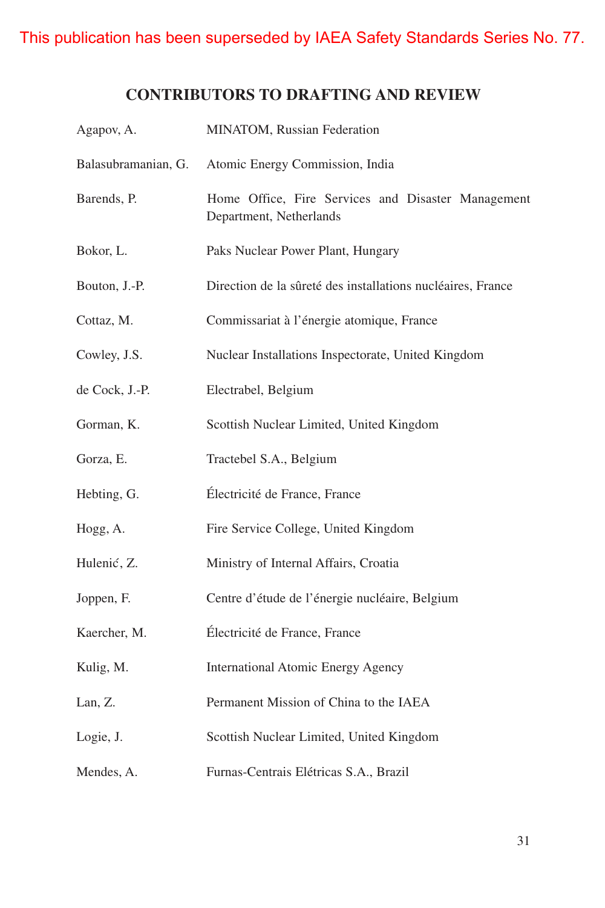This publication has been superseded by IAEA Safety Standards Series No. 77.

## CONTRIBUTORS TO DRAFTING AND REVIEW

| | |
|---|---|
| Agapov, A. | MINATOM, Russian Federation |
| Balasubramanian, G. | Atomic Energy Commission, India |
| Barends, P. | Home Office, Fire Services and Disaster Management Department, Netherlands |
| Bokor, L. | Paks Nuclear Power Plant, Hungary |
| Bouton, J.-P. | Direction de la sûreté des installations nucléaires, France |
| Cottaz, M. | Commissariat à l'énergie atomique, France |
| Cowley, J.S. | Nuclear Installations Inspectorate, United Kingdom |
| de Cock, J.-P. | Electrabel, Belgium |
| Gorman, K. | Scottish Nuclear Limited, United Kingdom |
| Gorza, E. | Tractebel S.A., Belgium |
| Hebting, G. | Électricité de France, France |
| Hogg, A. | Fire Service College, United Kingdom |
| Hulenić, Z. | Ministry of Internal Affairs, Croatia |
| Joppen, F. | Centre d'étude de l'énergie nucléaire, Belgium |
| Kaercher, M. | Électricité de France, France |
| Kulig, M. | International Atomic Energy Agency |
| Lan, Z. | Permanent Mission of China to the IAEA |
| Logie, J. | Scottish Nuclear Limited, United Kingdom |
| Mendes, A. | Furnas-Centrais Elétricas S.A., Brazil |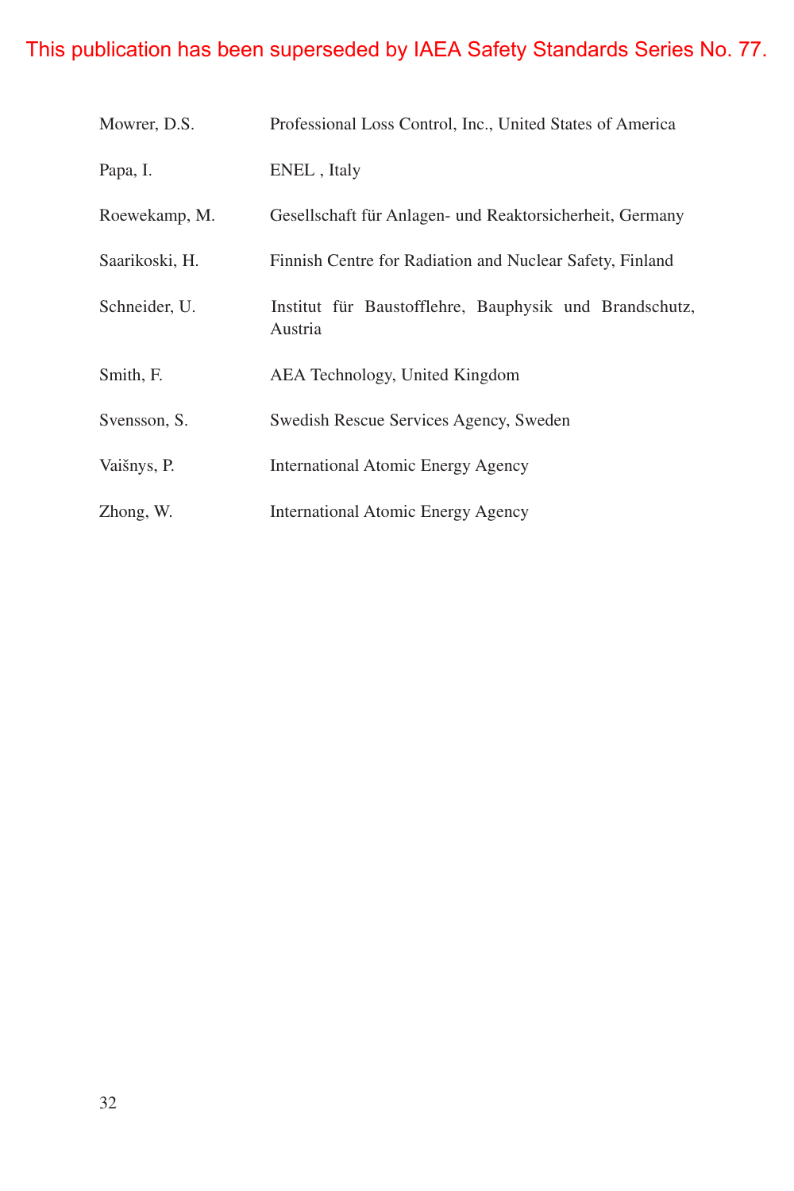This publication has been superseded by IAEA Safety Standards Series No. 77.

| | |
|---|---|
| Mowrer, D.S. | Professional Loss Control, Inc., United States of America |
| Papa, I. | ENEL , Italy |
| Roewekamp, M. | Gesellschaft für Anlagen- und Reaktorsicherheit, Germany |
| Saarikoski, H. | Finnish Centre for Radiation and Nuclear Safety, Finland |
| Schneider, U. | Institut für Baustofflehre, Bauphysik und Brandschutz, Austria |
| Smith, F. | AEA Technology, United Kingdom |
| Svensson, S. | Swedish Rescue Services Agency, Sweden |
| Vaišnys, P. | International Atomic Energy Agency |
| Zhong, W. | International Atomic Energy Agency |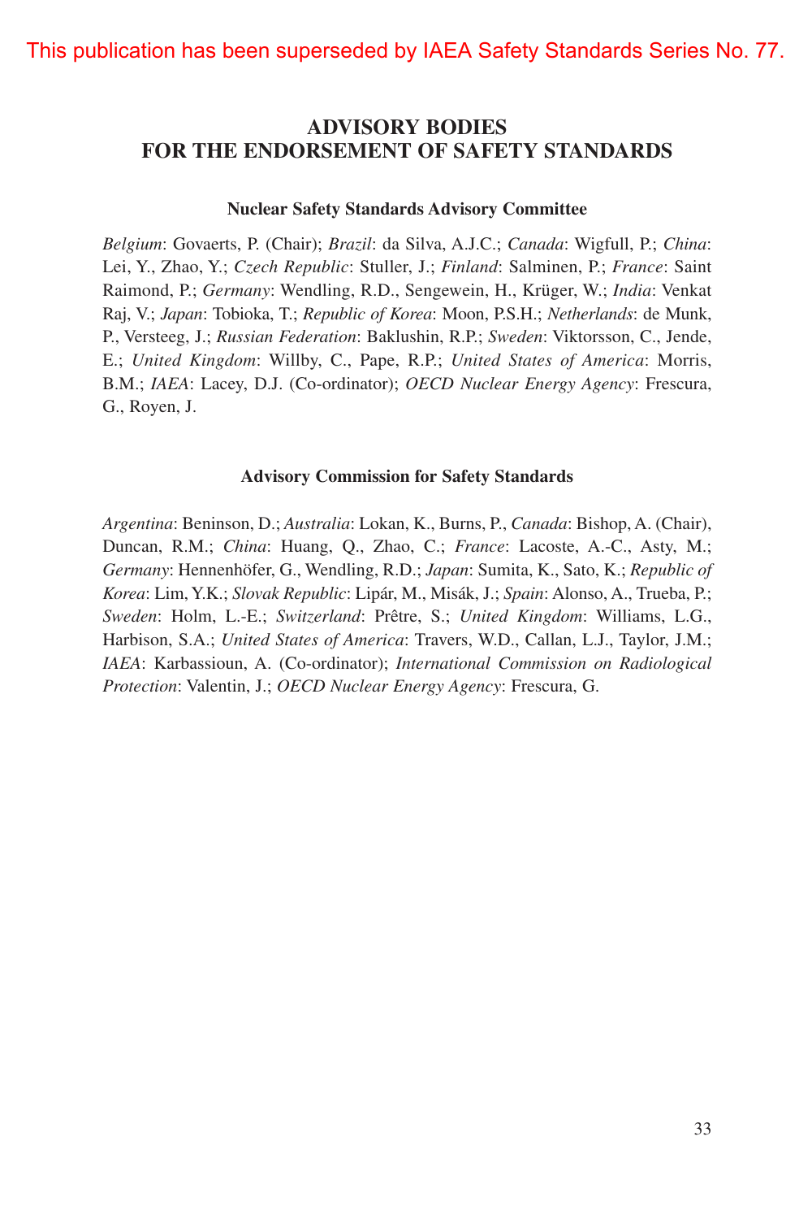This publication has been superseded by IAEA Safety Standards Series No. 77.

# ADVISORY BODIES FOR THE ENDORSEMENT OF SAFETY STANDARDS

### Nuclear Safety Standards Advisory Committee

*Belgium*: Govaerts, P. (Chair); *Brazil*: da Silva, A.J.C.; *Canada*: Wigfull, P.; *China*: Lei, Y., Zhao, Y.; *Czech Republic*: Stuller, J.; *Finland*: Salminen, P.; *France*: Saint Raimond, P.; *Germany*: Wendling, R.D., Sengewein, H., Krüger, W.; *India*: Venkat Raj, V.; *Japan*: Tobioka, T.; *Republic of Korea*: Moon, P.S.H.; *Netherlands*: de Munk, P., Versteeg, J.; *Russian Federation*: Baklushin, R.P.; *Sweden*: Viktorsson, C., Jende, E.; *United Kingdom*: Willby, C., Pape, R.P.; *United States of America*: Morris, B.M.; *IAEA*: Lacey, D.J. (Co-ordinator); *OECD Nuclear Energy Agency*: Frescura, G., Royen, J.

### Advisory Commission for Safety Standards

*Argentina*: Beninson, D.; *Australia*: Lokan, K., Burns, P., *Canada*: Bishop, A. (Chair), Duncan, R.M.; *China*: Huang, Q., Zhao, C.; *France*: Lacoste, A.-C., Asty, M.; *Germany*: Hennenhöfer, G., Wendling, R.D.; *Japan*: Sumita, K., Sato, K.; *Republic of Korea*: Lim, Y.K.; *Slovak Republic*: Lipár, M., Misák, J.; *Spain*: Alonso, A., Trueba, P.; *Sweden*: Holm, L.-E.; *Switzerland*: Prêtre, S.; *United Kingdom*: Williams, L.G., Harbison, S.A.; *United States of America*: Travers, W.D., Callan, L.J., Taylor, J.M.; *IAEA*: Karbassioun, A. (Co-ordinator); *International Commission on Radiological Protection*: Valentin, J.; *OECD Nuclear Energy Agency*: Frescura, G.